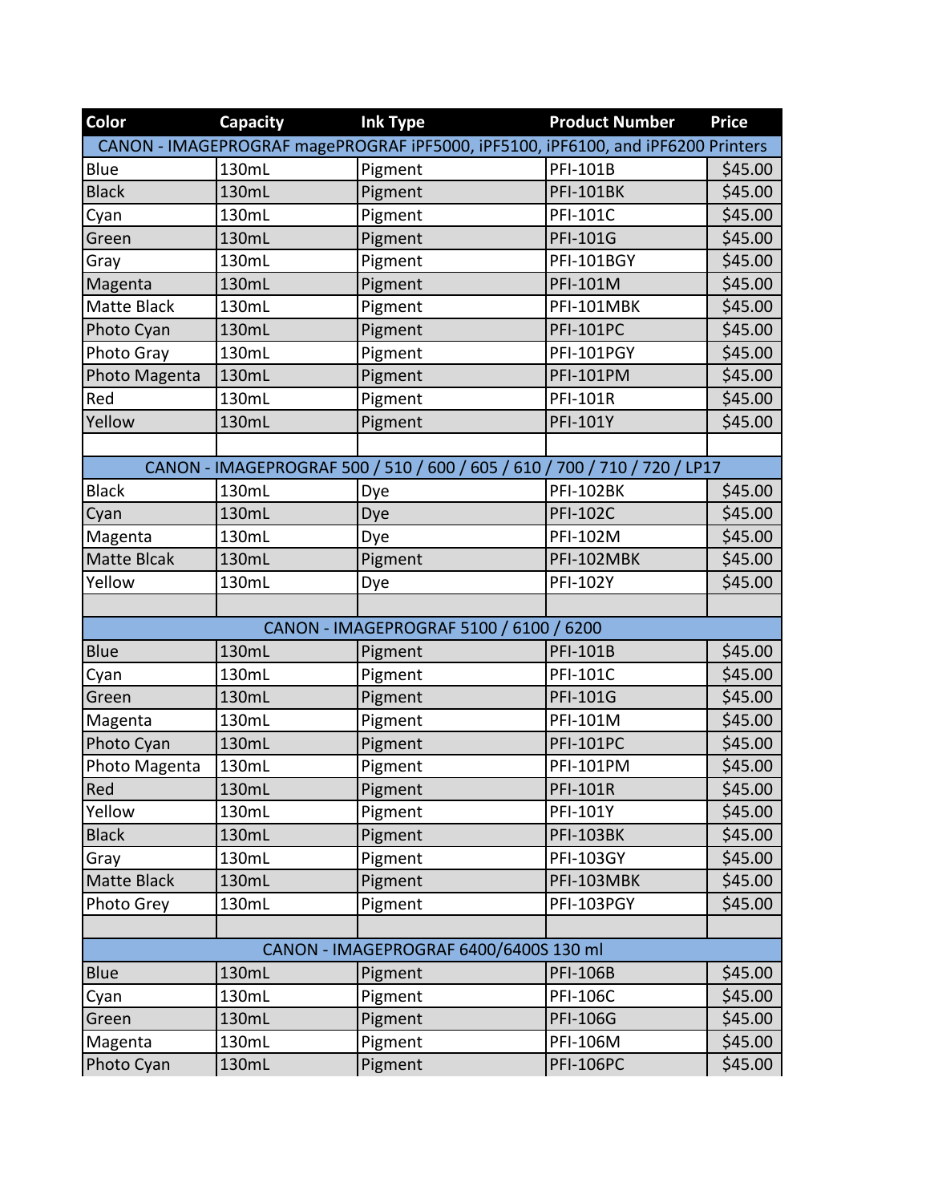| Color | Capacity | Ink Type | Product Number | Price |
|---|---|---|---|---|
| CANON - IMAGEPROGRAF magePROGRAF iPF5000, iPF5100, iPF6100, and iPF6200 Printers | | | | |
| Blue | 130mL | Pigment | PFI-101B | $45.00 |
| Black | 130mL | Pigment | PFI-101BK | $45.00 |
| Cyan | 130mL | Pigment | PFI-101C | $45.00 |
| Green | 130mL | Pigment | PFI-101G | $45.00 |
| Gray | 130mL | Pigment | PFI-101BGY | $45.00 |
| Magenta | 130mL | Pigment | PFI-101M | $45.00 |
| Matte Black | 130mL | Pigment | PFI-101MBK | $45.00 |
| Photo Cyan | 130mL | Pigment | PFI-101PC | $45.00 |
| Photo Gray | 130mL | Pigment | PFI-101PGY | $45.00 |
| Photo Magenta | 130mL | Pigment | PFI-101PM | $45.00 |
| Red | 130mL | Pigment | PFI-101R | $45.00 |
| Yellow | 130mL | Pigment | PFI-101Y | $45.00 |
| | | | | |
| CANON - IMAGEPROGRAF 500 / 510 / 600 / 605 / 610 / 700 / 710 / 720 / LP17 | | | | |
| Black | 130mL | Dye | PFI-102BK | $45.00 |
| Cyan | 130mL | Dye | PFI-102C | $45.00 |
| Magenta | 130mL | Dye | PFI-102M | $45.00 |
| Matte Blcak | 130mL | Pigment | PFI-102MBK | $45.00 |
| Yellow | 130mL | Dye | PFI-102Y | $45.00 |
| | | | | |
| CANON - IMAGEPROGRAF 5100 / 6100 / 6200 | | | | |
| Blue | 130mL | Pigment | PFI-101B | $45.00 |
| Cyan | 130mL | Pigment | PFI-101C | $45.00 |
| Green | 130mL | Pigment | PFI-101G | $45.00 |
| Magenta | 130mL | Pigment | PFI-101M | $45.00 |
| Photo Cyan | 130mL | Pigment | PFI-101PC | $45.00 |
| Photo Magenta | 130mL | Pigment | PFI-101PM | $45.00 |
| Red | 130mL | Pigment | PFI-101R | $45.00 |
| Yellow | 130mL | Pigment | PFI-101Y | $45.00 |
| Black | 130mL | Pigment | PFI-103BK | $45.00 |
| Gray | 130mL | Pigment | PFI-103GY | $45.00 |
| Matte Black | 130mL | Pigment | PFI-103MBK | $45.00 |
| Photo Grey | 130mL | Pigment | PFI-103PGY | $45.00 |
| | | | | |
| CANON - IMAGEPROGRAF 6400/6400S 130 ml | | | | |
| Blue | 130mL | Pigment | PFI-106B | $45.00 |
| Cyan | 130mL | Pigment | PFI-106C | $45.00 |
| Green | 130mL | Pigment | PFI-106G | $45.00 |
| Magenta | 130mL | Pigment | PFI-106M | $45.00 |
| Photo Cyan | 130mL | Pigment | PFI-106PC | $45.00 |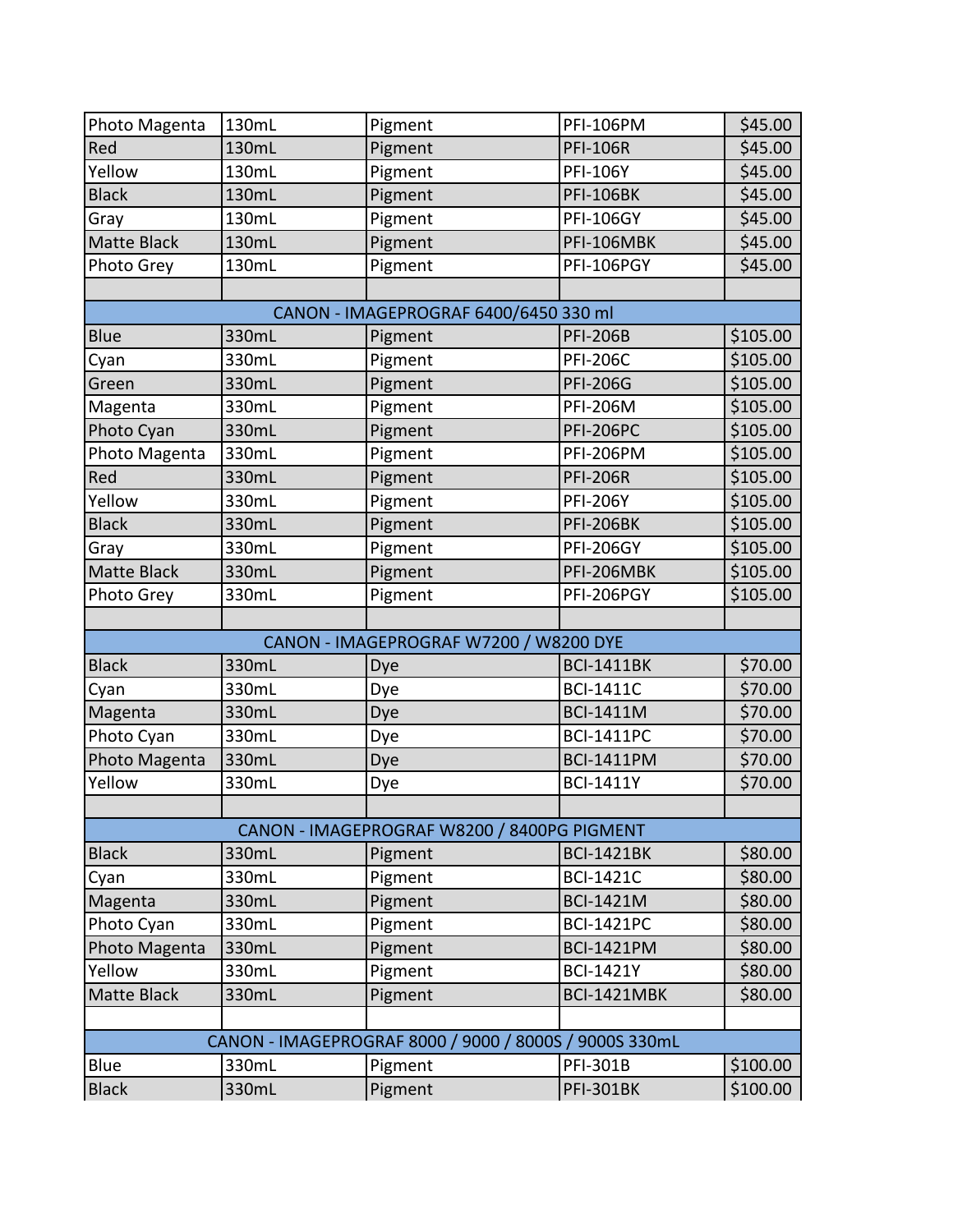| Photo Magenta | 130mL | Pigment | PFI-106PM | $45.00 |
|---|---|---|---|---|
| Red | 130mL | Pigment | PFI-106R | $45.00 |
| Yellow | 130mL | Pigment | PFI-106Y | $45.00 |
| Black | 130mL | Pigment | PFI-106BK | $45.00 |
| Gray | 130mL | Pigment | PFI-106GY | $45.00 |
| Matte Black | 130mL | Pigment | PFI-106MBK | $45.00 |
| Photo Grey | 130mL | Pigment | PFI-106PGY | $45.00 |
| | | | | |
| CANON - IMAGEPROGRAF 6400/6450 330 ml | | | | |
| Blue | 330mL | Pigment | PFI-206B | $105.00 |
| Cyan | 330mL | Pigment | PFI-206C | $105.00 |
| Green | 330mL | Pigment | PFI-206G | $105.00 |
| Magenta | 330mL | Pigment | PFI-206M | $105.00 |
| Photo Cyan | 330mL | Pigment | PFI-206PC | $105.00 |
| Photo Magenta | 330mL | Pigment | PFI-206PM | $105.00 |
| Red | 330mL | Pigment | PFI-206R | $105.00 |
| Yellow | 330mL | Pigment | PFI-206Y | $105.00 |
| Black | 330mL | Pigment | PFI-206BK | $105.00 |
| Gray | 330mL | Pigment | PFI-206GY | $105.00 |
| Matte Black | 330mL | Pigment | PFI-206MBK | $105.00 |
| Photo Grey | 330mL | Pigment | PFI-206PGY | $105.00 |
| | | | | |
| CANON - IMAGEPROGRAF W7200 / W8200 DYE | | | | |
| Black | 330mL | Dye | BCI-1411BK | $70.00 |
| Cyan | 330mL | Dye | BCI-1411C | $70.00 |
| Magenta | 330mL | Dye | BCI-1411M | $70.00 |
| Photo Cyan | 330mL | Dye | BCI-1411PC | $70.00 |
| Photo Magenta | 330mL | Dye | BCI-1411PM | $70.00 |
| Yellow | 330mL | Dye | BCI-1411Y | $70.00 |
| | | | | |
| CANON - IMAGEPROGRAF W8200 / 8400PG PIGMENT | | | | |
| Black | 330mL | Pigment | BCI-1421BK | $80.00 |
| Cyan | 330mL | Pigment | BCI-1421C | $80.00 |
| Magenta | 330mL | Pigment | BCI-1421M | $80.00 |
| Photo Cyan | 330mL | Pigment | BCI-1421PC | $80.00 |
| Photo Magenta | 330mL | Pigment | BCI-1421PM | $80.00 |
| Yellow | 330mL | Pigment | BCI-1421Y | $80.00 |
| Matte Black | 330mL | Pigment | BCI-1421MBK | $80.00 |
| | | | | |
| CANON - IMAGEPROGRAF 8000 / 9000 / 8000S / 9000S 330mL | | | | |
| Blue | 330mL | Pigment | PFI-301B | $100.00 |
| Black | 330mL | Pigment | PFI-301BK | $100.00 |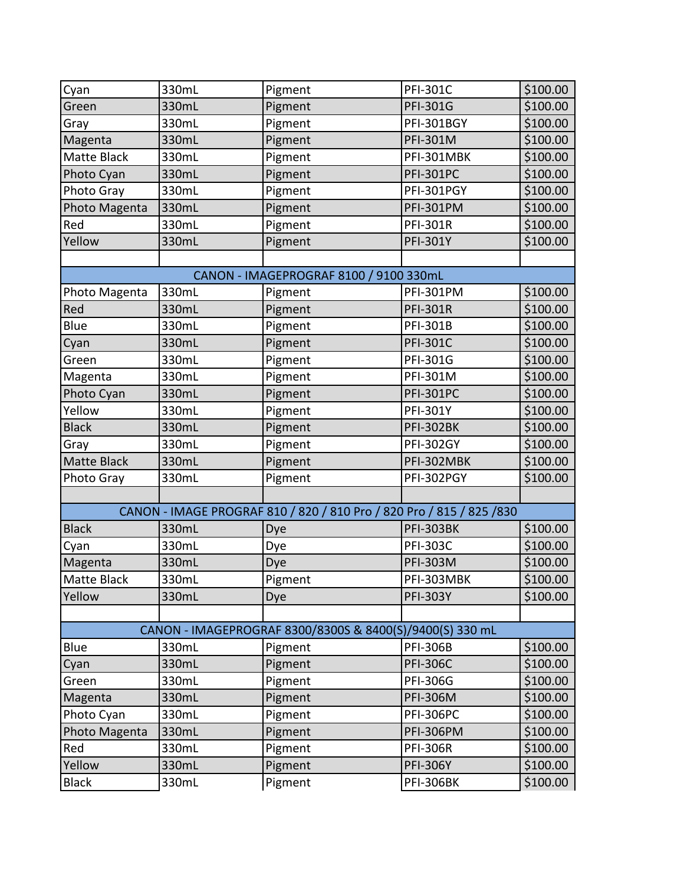| | | | | |
|---|---|---|---|---|
| Cyan | 330mL | Pigment | PFI-301C | $100.00 |
| Green | 330mL | Pigment | PFI-301G | $100.00 |
| Gray | 330mL | Pigment | PFI-301BGY | $100.00 |
| Magenta | 330mL | Pigment | PFI-301M | $100.00 |
| Matte Black | 330mL | Pigment | PFI-301MBK | $100.00 |
| Photo Cyan | 330mL | Pigment | PFI-301PC | $100.00 |
| Photo Gray | 330mL | Pigment | PFI-301PGY | $100.00 |
| Photo Magenta | 330mL | Pigment | PFI-301PM | $100.00 |
| Red | 330mL | Pigment | PFI-301R | $100.00 |
| Yellow | 330mL | Pigment | PFI-301Y | $100.00 |
| | | | | |
| CANON - IMAGEPROGRAF 8100 / 9100 330mL | | | | |
| Photo Magenta | 330mL | Pigment | PFI-301PM | $100.00 |
| Red | 330mL | Pigment | PFI-301R | $100.00 |
| Blue | 330mL | Pigment | PFI-301B | $100.00 |
| Cyan | 330mL | Pigment | PFI-301C | $100.00 |
| Green | 330mL | Pigment | PFI-301G | $100.00 |
| Magenta | 330mL | Pigment | PFI-301M | $100.00 |
| Photo Cyan | 330mL | Pigment | PFI-301PC | $100.00 |
| Yellow | 330mL | Pigment | PFI-301Y | $100.00 |
| Black | 330mL | Pigment | PFI-302BK | $100.00 |
| Gray | 330mL | Pigment | PFI-302GY | $100.00 |
| Matte Black | 330mL | Pigment | PFI-302MBK | $100.00 |
| Photo Gray | 330mL | Pigment | PFI-302PGY | $100.00 |
| | | | | |
| CANON - IMAGE PROGRAF 810 / 820 / 810 Pro / 820 Pro / 815 / 825 /830 | | | | |
| Black | 330mL | Dye | PFI-303BK | $100.00 |
| Cyan | 330mL | Dye | PFI-303C | $100.00 |
| Magenta | 330mL | Dye | PFI-303M | $100.00 |
| Matte Black | 330mL | Pigment | PFI-303MBK | $100.00 |
| Yellow | 330mL | Dye | PFI-303Y | $100.00 |
| | | | | |
| CANON - IMAGEPROGRAF 8300/8300S & 8400(S)/9400(S) 330 mL | | | | |
| Blue | 330mL | Pigment | PFI-306B | $100.00 |
| Cyan | 330mL | Pigment | PFI-306C | $100.00 |
| Green | 330mL | Pigment | PFI-306G | $100.00 |
| Magenta | 330mL | Pigment | PFI-306M | $100.00 |
| Photo Cyan | 330mL | Pigment | PFI-306PC | $100.00 |
| Photo Magenta | 330mL | Pigment | PFI-306PM | $100.00 |
| Red | 330mL | Pigment | PFI-306R | $100.00 |
| Yellow | 330mL | Pigment | PFI-306Y | $100.00 |
| Black | 330mL | Pigment | PFI-306BK | $100.00 |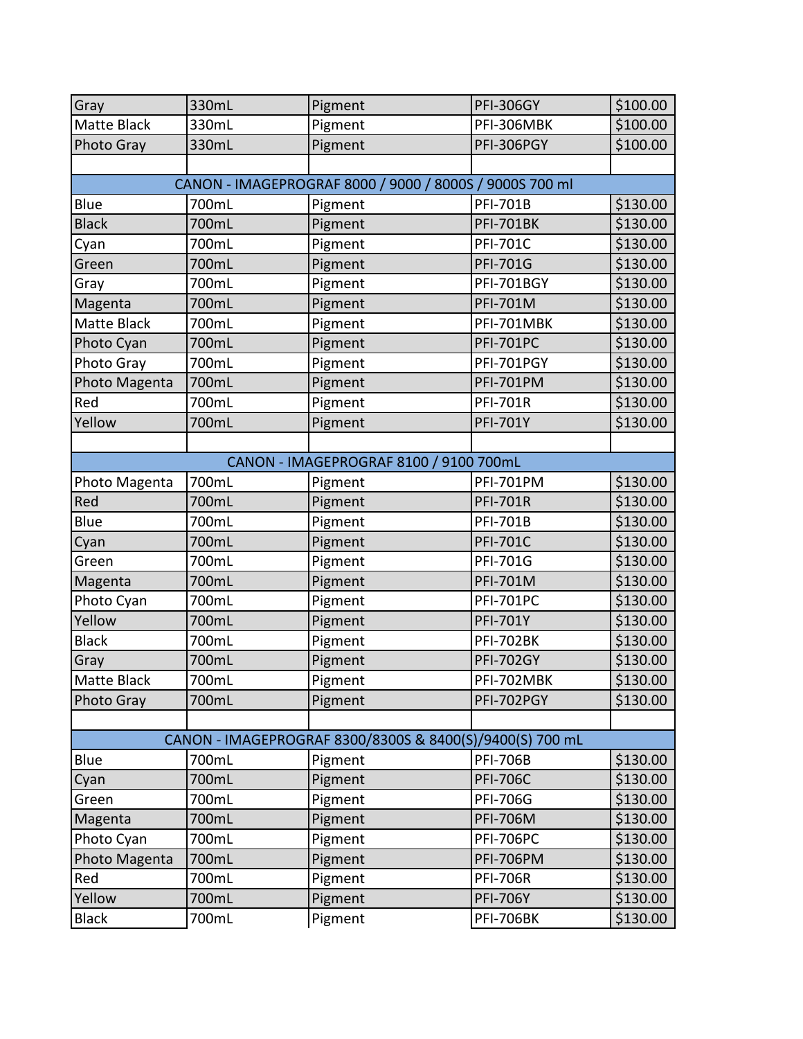| | | | | |
|---|---|---|---|---|
| Gray | 330mL | Pigment | PFI-306GY | $100.00 |
| Matte Black | 330mL | Pigment | PFI-306MBK | $100.00 |
| Photo Gray | 330mL | Pigment | PFI-306PGY | $100.00 |
| | | | | |
| CANON - IMAGEPROGRAF 8000 / 9000 / 8000S / 9000S 700 ml | | | | |
| Blue | 700mL | Pigment | PFI-701B | $130.00 |
| Black | 700mL | Pigment | PFI-701BK | $130.00 |
| Cyan | 700mL | Pigment | PFI-701C | $130.00 |
| Green | 700mL | Pigment | PFI-701G | $130.00 |
| Gray | 700mL | Pigment | PFI-701BGY | $130.00 |
| Magenta | 700mL | Pigment | PFI-701M | $130.00 |
| Matte Black | 700mL | Pigment | PFI-701MBK | $130.00 |
| Photo Cyan | 700mL | Pigment | PFI-701PC | $130.00 |
| Photo Gray | 700mL | Pigment | PFI-701PGY | $130.00 |
| Photo Magenta | 700mL | Pigment | PFI-701PM | $130.00 |
| Red | 700mL | Pigment | PFI-701R | $130.00 |
| Yellow | 700mL | Pigment | PFI-701Y | $130.00 |
| | | | | |
| CANON - IMAGEPROGRAF 8100 / 9100 700mL | | | | |
| Photo Magenta | 700mL | Pigment | PFI-701PM | $130.00 |
| Red | 700mL | Pigment | PFI-701R | $130.00 |
| Blue | 700mL | Pigment | PFI-701B | $130.00 |
| Cyan | 700mL | Pigment | PFI-701C | $130.00 |
| Green | 700mL | Pigment | PFI-701G | $130.00 |
| Magenta | 700mL | Pigment | PFI-701M | $130.00 |
| Photo Cyan | 700mL | Pigment | PFI-701PC | $130.00 |
| Yellow | 700mL | Pigment | PFI-701Y | $130.00 |
| Black | 700mL | Pigment | PFI-702BK | $130.00 |
| Gray | 700mL | Pigment | PFI-702GY | $130.00 |
| Matte Black | 700mL | Pigment | PFI-702MBK | $130.00 |
| Photo Gray | 700mL | Pigment | PFI-702PGY | $130.00 |
| | | | | |
| CANON - IMAGEPROGRAF 8300/8300S & 8400(S)/9400(S) 700 mL | | | | |
| Blue | 700mL | Pigment | PFI-706B | $130.00 |
| Cyan | 700mL | Pigment | PFI-706C | $130.00 |
| Green | 700mL | Pigment | PFI-706G | $130.00 |
| Magenta | 700mL | Pigment | PFI-706M | $130.00 |
| Photo Cyan | 700mL | Pigment | PFI-706PC | $130.00 |
| Photo Magenta | 700mL | Pigment | PFI-706PM | $130.00 |
| Red | 700mL | Pigment | PFI-706R | $130.00 |
| Yellow | 700mL | Pigment | PFI-706Y | $130.00 |
| Black | 700mL | Pigment | PFI-706BK | $130.00 |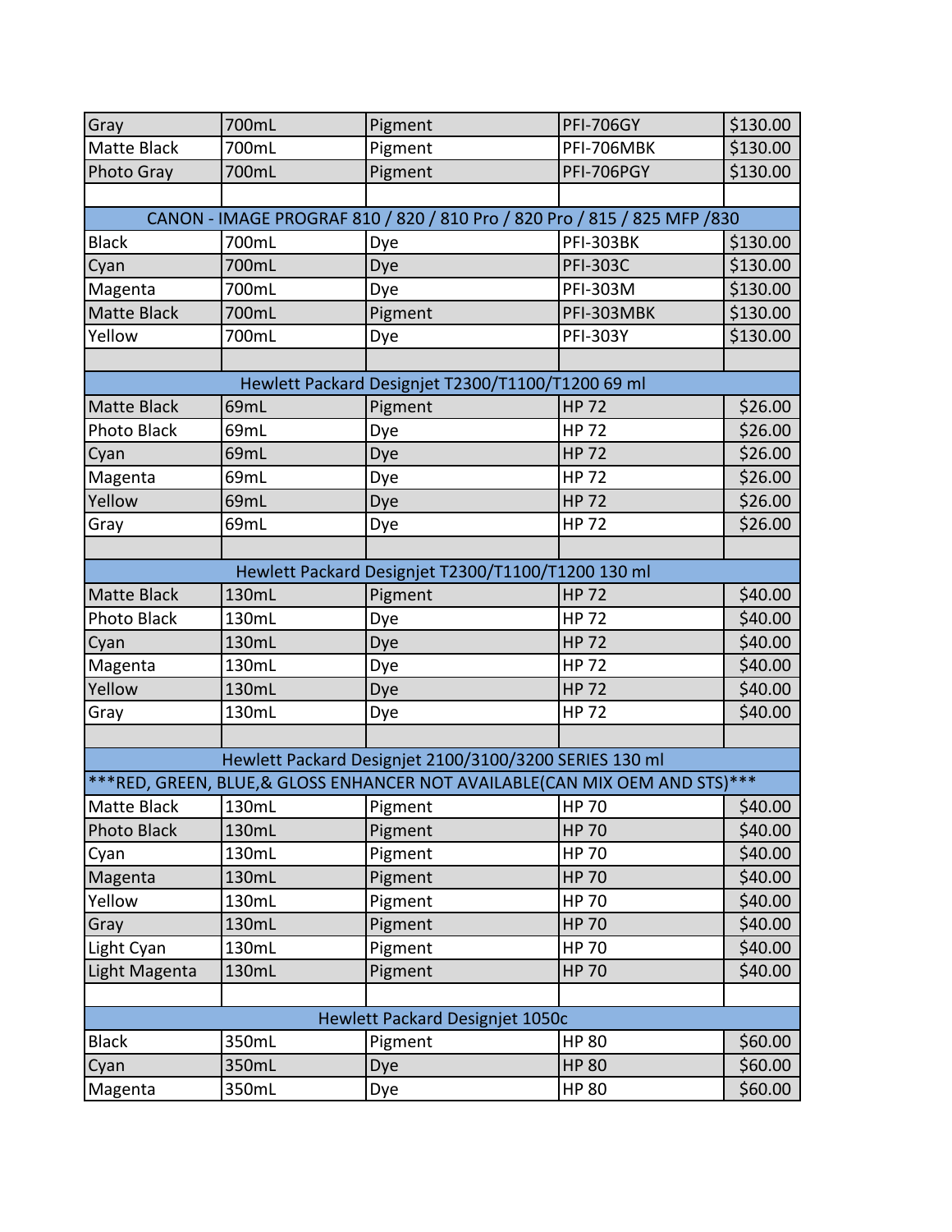| | | | | |
|---|---|---|---|---|
| Gray | 700mL | Pigment | PFI-706GY | $130.00 |
| Matte Black | 700mL | Pigment | PFI-706MBK | $130.00 |
| Photo Gray | 700mL | Pigment | PFI-706PGY | $130.00 |
| | | | | |
| CANON - IMAGE PROGRAF 810 / 820 / 810 Pro / 820 Pro / 815 / 825 MFP /830 | | | | |
| Black | 700mL | Dye | PFI-303BK | $130.00 |
| Cyan | 700mL | Dye | PFI-303C | $130.00 |
| Magenta | 700mL | Dye | PFI-303M | $130.00 |
| Matte Black | 700mL | Pigment | PFI-303MBK | $130.00 |
| Yellow | 700mL | Dye | PFI-303Y | $130.00 |
| | | | | |
| Hewlett Packard Designjet T2300/T1100/T1200 69 ml | | | | |
| Matte Black | 69mL | Pigment | HP 72 | $26.00 |
| Photo Black | 69mL | Dye | HP 72 | $26.00 |
| Cyan | 69mL | Dye | HP 72 | $26.00 |
| Magenta | 69mL | Dye | HP 72 | $26.00 |
| Yellow | 69mL | Dye | HP 72 | $26.00 |
| Gray | 69mL | Dye | HP 72 | $26.00 |
| | | | | |
| Hewlett Packard Designjet T2300/T1100/T1200 130 ml | | | | |
| Matte Black | 130mL | Pigment | HP 72 | $40.00 |
| Photo Black | 130mL | Dye | HP 72 | $40.00 |
| Cyan | 130mL | Dye | HP 72 | $40.00 |
| Magenta | 130mL | Dye | HP 72 | $40.00 |
| Yellow | 130mL | Dye | HP 72 | $40.00 |
| Gray | 130mL | Dye | HP 72 | $40.00 |
| | | | | |
| Hewlett Packard Designjet 2100/3100/3200 SERIES 130 ml | | | | |
| ***RED, GREEN, BLUE,& GLOSS ENHANCER NOT AVAILABLE(CAN MIX OEM AND STS)*** | | | | |
| Matte Black | 130mL | Pigment | HP 70 | $40.00 |
| Photo Black | 130mL | Pigment | HP 70 | $40.00 |
| Cyan | 130mL | Pigment | HP 70 | $40.00 |
| Magenta | 130mL | Pigment | HP 70 | $40.00 |
| Yellow | 130mL | Pigment | HP 70 | $40.00 |
| Gray | 130mL | Pigment | HP 70 | $40.00 |
| Light Cyan | 130mL | Pigment | HP 70 | $40.00 |
| Light Magenta | 130mL | Pigment | HP 70 | $40.00 |
| | | | | |
| Hewlett Packard Designjet 1050c | | | | |
| Black | 350mL | Pigment | HP 80 | $60.00 |
| Cyan | 350mL | Dye | HP 80 | $60.00 |
| Magenta | 350mL | Dye | HP 80 | $60.00 |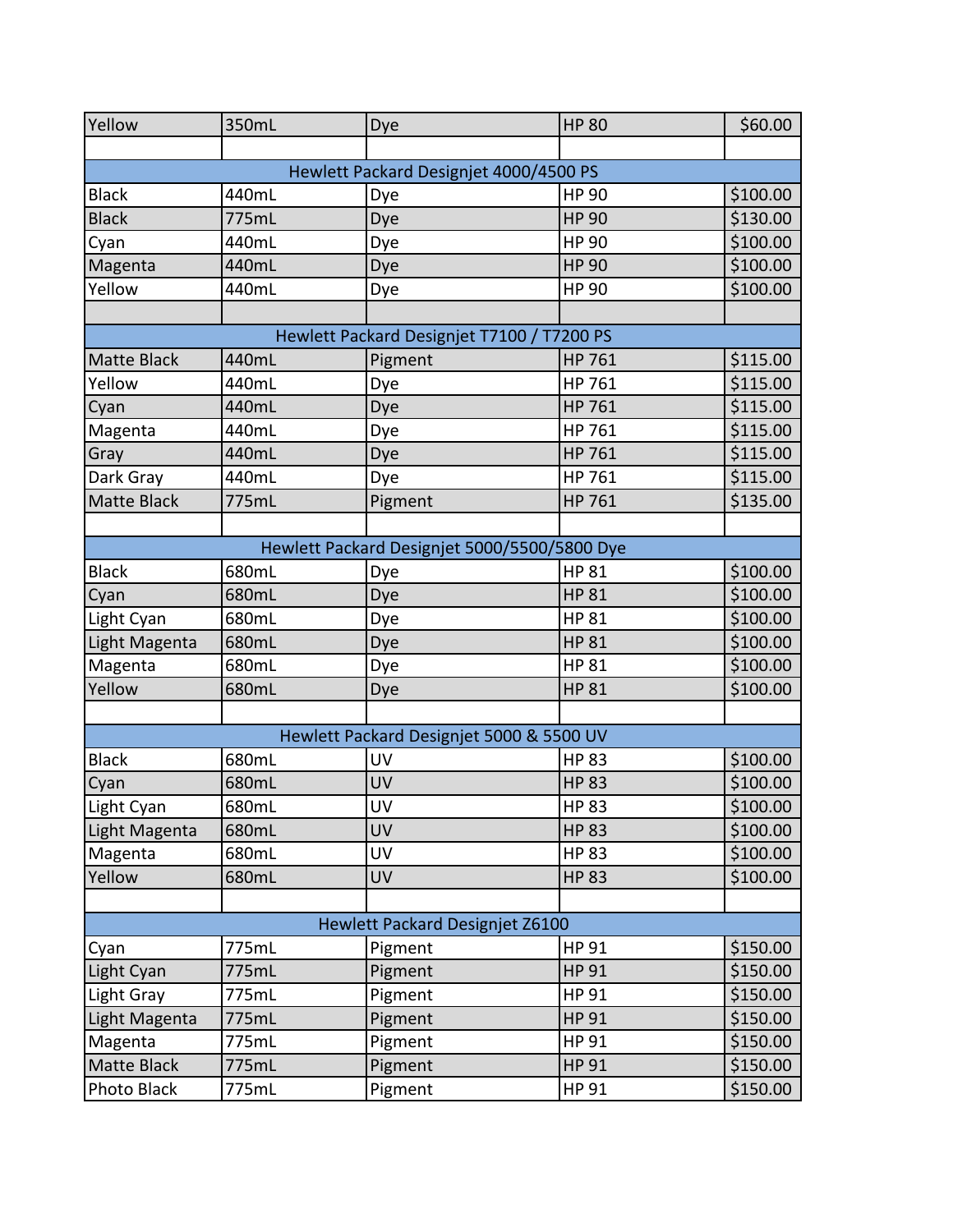| Yellow | 350mL | Dye | HP 80 | $60.00 |
| --- | --- | --- | --- | --- |
| | | | | |
| Hewlett Packard Designjet 4000/4500 PS | | | | |
| Black | 440mL | Dye | HP 90 | $100.00 |
| Black | 775mL | Dye | HP 90 | $130.00 |
| Cyan | 440mL | Dye | HP 90 | $100.00 |
| Magenta | 440mL | Dye | HP 90 | $100.00 |
| Yellow | 440mL | Dye | HP 90 | $100.00 |
| | | | | |
| Hewlett Packard Designjet T7100 / T7200 PS | | | | |
| Matte Black | 440mL | Pigment | HP 761 | $115.00 |
| Yellow | 440mL | Dye | HP 761 | $115.00 |
| Cyan | 440mL | Dye | HP 761 | $115.00 |
| Magenta | 440mL | Dye | HP 761 | $115.00 |
| Gray | 440mL | Dye | HP 761 | $115.00 |
| Dark Gray | 440mL | Dye | HP 761 | $115.00 |
| Matte Black | 775mL | Pigment | HP 761 | $135.00 |
| | | | | |
| Hewlett Packard Designjet 5000/5500/5800 Dye | | | | |
| Black | 680mL | Dye | HP 81 | $100.00 |
| Cyan | 680mL | Dye | HP 81 | $100.00 |
| Light Cyan | 680mL | Dye | HP 81 | $100.00 |
| Light Magenta | 680mL | Dye | HP 81 | $100.00 |
| Magenta | 680mL | Dye | HP 81 | $100.00 |
| Yellow | 680mL | Dye | HP 81 | $100.00 |
| | | | | |
| Hewlett Packard Designjet 5000 & 5500 UV | | | | |
| Black | 680mL | UV | HP 83 | $100.00 |
| Cyan | 680mL | UV | HP 83 | $100.00 |
| Light Cyan | 680mL | UV | HP 83 | $100.00 |
| Light Magenta | 680mL | UV | HP 83 | $100.00 |
| Magenta | 680mL | UV | HP 83 | $100.00 |
| Yellow | 680mL | UV | HP 83 | $100.00 |
| | | | | |
| Hewlett Packard Designjet Z6100 | | | | |
| Cyan | 775mL | Pigment | HP 91 | $150.00 |
| Light Cyan | 775mL | Pigment | HP 91 | $150.00 |
| Light Gray | 775mL | Pigment | HP 91 | $150.00 |
| Light Magenta | 775mL | Pigment | HP 91 | $150.00 |
| Magenta | 775mL | Pigment | HP 91 | $150.00 |
| Matte Black | 775mL | Pigment | HP 91 | $150.00 |
| Photo Black | 775mL | Pigment | HP 91 | $150.00 |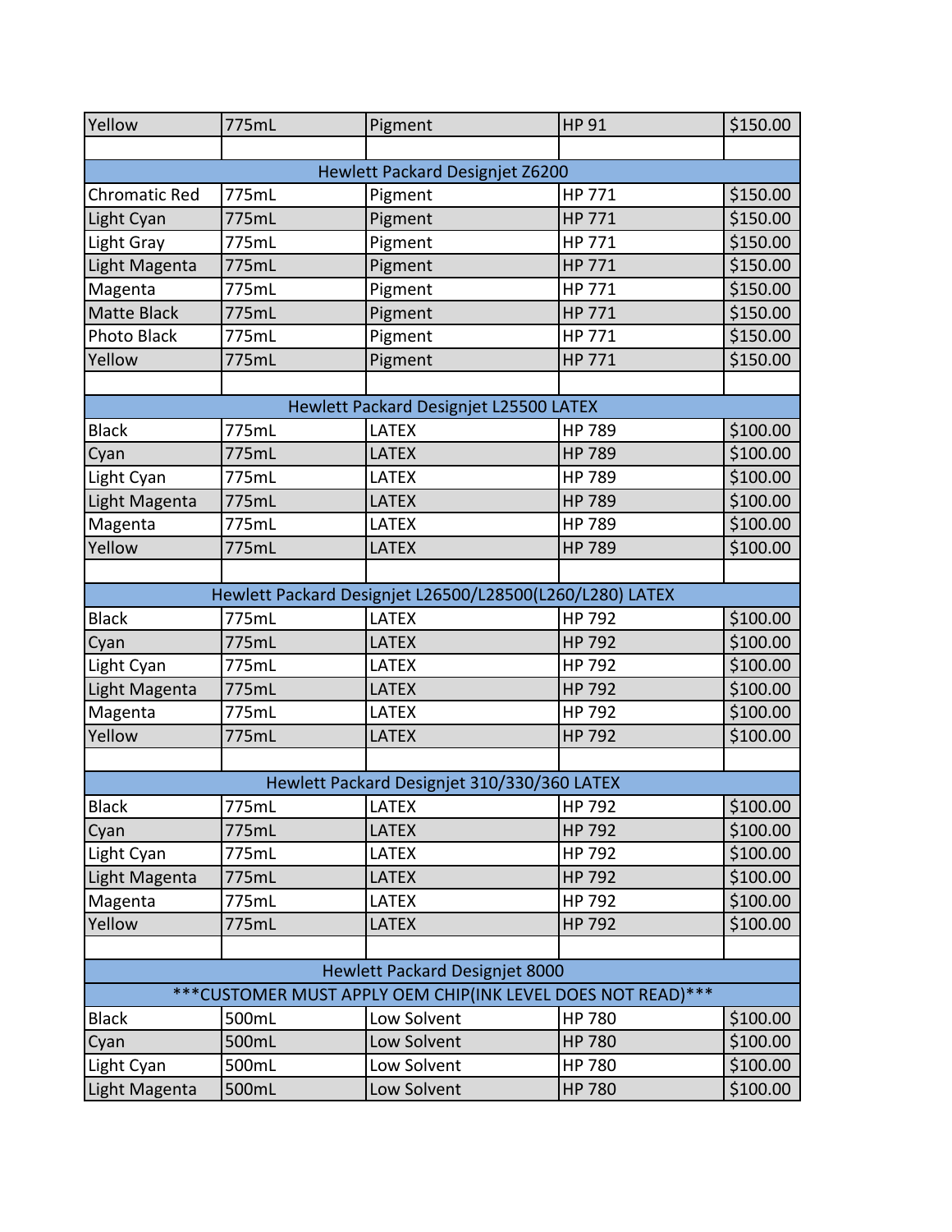| Yellow | 775mL | Pigment | HP 91 | $150.00 |
| --- | --- | --- | --- | --- |
| | | | | |
| Hewlett Packard Designjet Z6200 | | | | |
| Chromatic Red | 775mL | Pigment | HP 771 | $150.00 |
| Light Cyan | 775mL | Pigment | HP 771 | $150.00 |
| Light Gray | 775mL | Pigment | HP 771 | $150.00 |
| Light Magenta | 775mL | Pigment | HP 771 | $150.00 |
| Magenta | 775mL | Pigment | HP 771 | $150.00 |
| Matte Black | 775mL | Pigment | HP 771 | $150.00 |
| Photo Black | 775mL | Pigment | HP 771 | $150.00 |
| Yellow | 775mL | Pigment | HP 771 | $150.00 |
| | | | | |
| Hewlett Packard Designjet L25500 LATEX | | | | |
| Black | 775mL | LATEX | HP 789 | $100.00 |
| Cyan | 775mL | LATEX | HP 789 | $100.00 |
| Light Cyan | 775mL | LATEX | HP 789 | $100.00 |
| Light Magenta | 775mL | LATEX | HP 789 | $100.00 |
| Magenta | 775mL | LATEX | HP 789 | $100.00 |
| Yellow | 775mL | LATEX | HP 789 | $100.00 |
| | | | | |
| Hewlett Packard Designjet L26500/L28500(L260/L280) LATEX | | | | |
| Black | 775mL | LATEX | HP 792 | $100.00 |
| Cyan | 775mL | LATEX | HP 792 | $100.00 |
| Light Cyan | 775mL | LATEX | HP 792 | $100.00 |
| Light Magenta | 775mL | LATEX | HP 792 | $100.00 |
| Magenta | 775mL | LATEX | HP 792 | $100.00 |
| Yellow | 775mL | LATEX | HP 792 | $100.00 |
| | | | | |
| Hewlett Packard Designjet 310/330/360 LATEX | | | | |
| Black | 775mL | LATEX | HP 792 | $100.00 |
| Cyan | 775mL | LATEX | HP 792 | $100.00 |
| Light Cyan | 775mL | LATEX | HP 792 | $100.00 |
| Light Magenta | 775mL | LATEX | HP 792 | $100.00 |
| Magenta | 775mL | LATEX | HP 792 | $100.00 |
| Yellow | 775mL | LATEX | HP 792 | $100.00 |
| | | | | |
| Hewlett Packard Designjet 8000 | | | | |
| ***CUSTOMER MUST APPLY OEM CHIP(INK LEVEL DOES NOT READ)*** | | | | |
| Black | 500mL | Low Solvent | HP 780 | $100.00 |
| Cyan | 500mL | Low Solvent | HP 780 | $100.00 |
| Light Cyan | 500mL | Low Solvent | HP 780 | $100.00 |
| Light Magenta | 500mL | Low Solvent | HP 780 | $100.00 |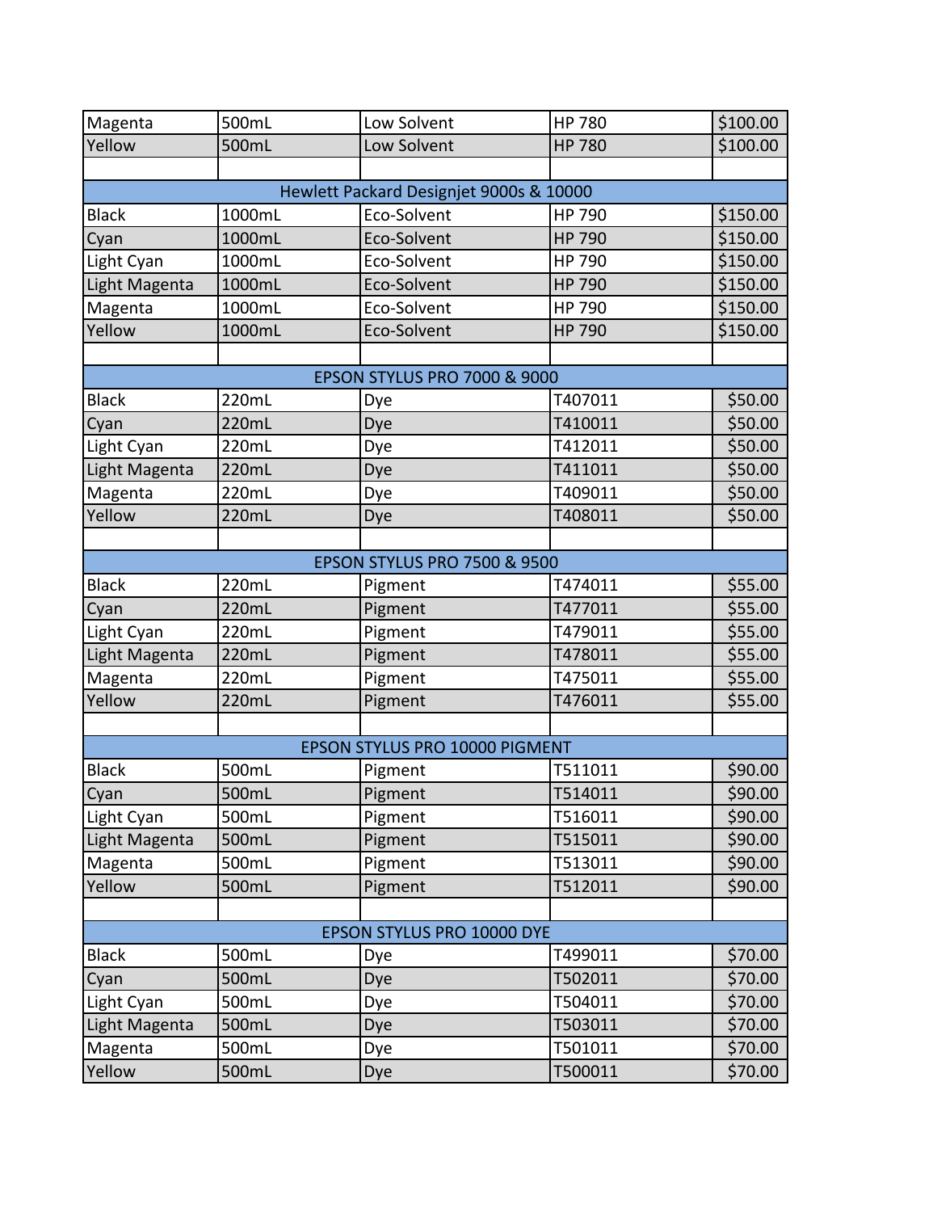| | | | | |
|---|---|---|---|---|
| Magenta | 500mL | Low Solvent | HP 780 | $100.00 |
| Yellow | 500mL | Low Solvent | HP 780 | $100.00 |
| | | | | |
| Hewlett Packard Designjet 9000s & 10000 | | | | |
| Black | 1000mL | Eco-Solvent | HP 790 | $150.00 |
| Cyan | 1000mL | Eco-Solvent | HP 790 | $150.00 |
| Light Cyan | 1000mL | Eco-Solvent | HP 790 | $150.00 |
| Light Magenta | 1000mL | Eco-Solvent | HP 790 | $150.00 |
| Magenta | 1000mL | Eco-Solvent | HP 790 | $150.00 |
| Yellow | 1000mL | Eco-Solvent | HP 790 | $150.00 |
| | | | | |
| EPSON STYLUS PRO 7000 & 9000 | | | | |
| Black | 220mL | Dye | T407011 | $50.00 |
| Cyan | 220mL | Dye | T410011 | $50.00 |
| Light Cyan | 220mL | Dye | T412011 | $50.00 |
| Light Magenta | 220mL | Dye | T411011 | $50.00 |
| Magenta | 220mL | Dye | T409011 | $50.00 |
| Yellow | 220mL | Dye | T408011 | $50.00 |
| | | | | |
| EPSON STYLUS PRO 7500 & 9500 | | | | |
| Black | 220mL | Pigment | T474011 | $55.00 |
| Cyan | 220mL | Pigment | T477011 | $55.00 |
| Light Cyan | 220mL | Pigment | T479011 | $55.00 |
| Light Magenta | 220mL | Pigment | T478011 | $55.00 |
| Magenta | 220mL | Pigment | T475011 | $55.00 |
| Yellow | 220mL | Pigment | T476011 | $55.00 |
| | | | | |
| EPSON STYLUS PRO 10000 PIGMENT | | | | |
| Black | 500mL | Pigment | T511011 | $90.00 |
| Cyan | 500mL | Pigment | T514011 | $90.00 |
| Light Cyan | 500mL | Pigment | T516011 | $90.00 |
| Light Magenta | 500mL | Pigment | T515011 | $90.00 |
| Magenta | 500mL | Pigment | T513011 | $90.00 |
| Yellow | 500mL | Pigment | T512011 | $90.00 |
| | | | | |
| EPSON STYLUS PRO 10000 DYE | | | | |
| Black | 500mL | Dye | T499011 | $70.00 |
| Cyan | 500mL | Dye | T502011 | $70.00 |
| Light Cyan | 500mL | Dye | T504011 | $70.00 |
| Light Magenta | 500mL | Dye | T503011 | $70.00 |
| Magenta | 500mL | Dye | T501011 | $70.00 |
| Yellow | 500mL | Dye | T500011 | $70.00 |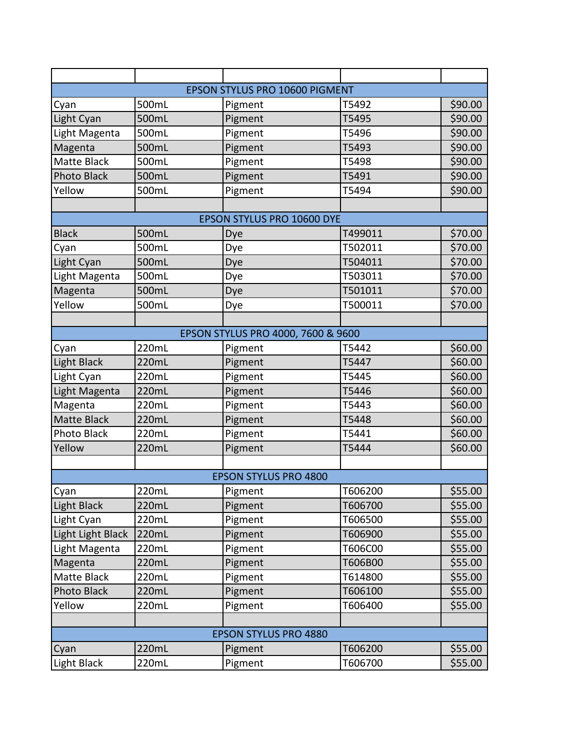| | | | | |
|---|---|---|---|---|
| EPSON STYLUS PRO 10600 PIGMENT | | | | |
| Cyan | 500mL | Pigment | T5492 | $90.00 |
| Light Cyan | 500mL | Pigment | T5495 | $90.00 |
| Light Magenta | 500mL | Pigment | T5496 | $90.00 |
| Magenta | 500mL | Pigment | T5493 | $90.00 |
| Matte Black | 500mL | Pigment | T5498 | $90.00 |
| Photo Black | 500mL | Pigment | T5491 | $90.00 |
| Yellow | 500mL | Pigment | T5494 | $90.00 |
| | | | | |
| EPSON STYLUS PRO 10600 DYE | | | | |
| Black | 500mL | Dye | T499011 | $70.00 |
| Cyan | 500mL | Dye | T502011 | $70.00 |
| Light Cyan | 500mL | Dye | T504011 | $70.00 |
| Light Magenta | 500mL | Dye | T503011 | $70.00 |
| Magenta | 500mL | Dye | T501011 | $70.00 |
| Yellow | 500mL | Dye | T500011 | $70.00 |
| | | | | |
| EPSON STYLUS PRO 4000, 7600 & 9600 | | | | |
| Cyan | 220mL | Pigment | T5442 | $60.00 |
| Light Black | 220mL | Pigment | T5447 | $60.00 |
| Light Cyan | 220mL | Pigment | T5445 | $60.00 |
| Light Magenta | 220mL | Pigment | T5446 | $60.00 |
| Magenta | 220mL | Pigment | T5443 | $60.00 |
| Matte Black | 220mL | Pigment | T5448 | $60.00 |
| Photo Black | 220mL | Pigment | T5441 | $60.00 |
| Yellow | 220mL | Pigment | T5444 | $60.00 |
| | | | | |
| EPSON STYLUS PRO 4800 | | | | |
| Cyan | 220mL | Pigment | T606200 | $55.00 |
| Light Black | 220mL | Pigment | T606700 | $55.00 |
| Light Cyan | 220mL | Pigment | T606500 | $55.00 |
| Light Light Black | 220mL | Pigment | T606900 | $55.00 |
| Light Magenta | 220mL | Pigment | T606C00 | $55.00 |
| Magenta | 220mL | Pigment | T606B00 | $55.00 |
| Matte Black | 220mL | Pigment | T614800 | $55.00 |
| Photo Black | 220mL | Pigment | T606100 | $55.00 |
| Yellow | 220mL | Pigment | T606400 | $55.00 |
| | | | | |
| EPSON STYLUS PRO 4880 | | | | |
| Cyan | 220mL | Pigment | T606200 | $55.00 |
| Light Black | 220mL | Pigment | T606700 | $55.00 |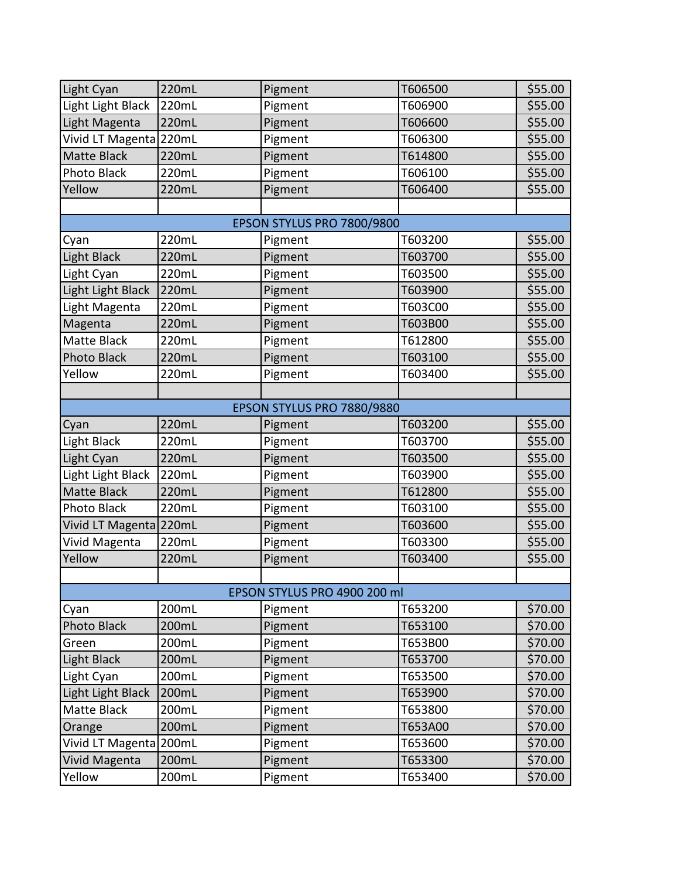| | | | | |
|---|---|---|---|---|
| Light Cyan | 220mL | Pigment | T606500 | $55.00 |
| Light Light Black | 220mL | Pigment | T606900 | $55.00 |
| Light Magenta | 220mL | Pigment | T606600 | $55.00 |
| Vivid LT Magenta | 220mL | Pigment | T606300 | $55.00 |
| Matte Black | 220mL | Pigment | T614800 | $55.00 |
| Photo Black | 220mL | Pigment | T606100 | $55.00 |
| Yellow | 220mL | Pigment | T606400 | $55.00 |
| | | | | |
| EPSON STYLUS PRO 7800/9800 | | | | |
| Cyan | 220mL | Pigment | T603200 | $55.00 |
| Light Black | 220mL | Pigment | T603700 | $55.00 |
| Light Cyan | 220mL | Pigment | T603500 | $55.00 |
| Light Light Black | 220mL | Pigment | T603900 | $55.00 |
| Light Magenta | 220mL | Pigment | T603C00 | $55.00 |
| Magenta | 220mL | Pigment | T603B00 | $55.00 |
| Matte Black | 220mL | Pigment | T612800 | $55.00 |
| Photo Black | 220mL | Pigment | T603100 | $55.00 |
| Yellow | 220mL | Pigment | T603400 | $55.00 |
| | | | | |
| EPSON STYLUS PRO 7880/9880 | | | | |
| Cyan | 220mL | Pigment | T603200 | $55.00 |
| Light Black | 220mL | Pigment | T603700 | $55.00 |
| Light Cyan | 220mL | Pigment | T603500 | $55.00 |
| Light Light Black | 220mL | Pigment | T603900 | $55.00 |
| Matte Black | 220mL | Pigment | T612800 | $55.00 |
| Photo Black | 220mL | Pigment | T603100 | $55.00 |
| Vivid LT Magenta | 220mL | Pigment | T603600 | $55.00 |
| Vivid Magenta | 220mL | Pigment | T603300 | $55.00 |
| Yellow | 220mL | Pigment | T603400 | $55.00 |
| | | | | |
| EPSON STYLUS PRO 4900 200 ml | | | | |
| Cyan | 200mL | Pigment | T653200 | $70.00 |
| Photo Black | 200mL | Pigment | T653100 | $70.00 |
| Green | 200mL | Pigment | T653B00 | $70.00 |
| Light Black | 200mL | Pigment | T653700 | $70.00 |
| Light Cyan | 200mL | Pigment | T653500 | $70.00 |
| Light Light Black | 200mL | Pigment | T653900 | $70.00 |
| Matte Black | 200mL | Pigment | T653800 | $70.00 |
| Orange | 200mL | Pigment | T653A00 | $70.00 |
| Vivid LT Magenta | 200mL | Pigment | T653600 | $70.00 |
| Vivid Magenta | 200mL | Pigment | T653300 | $70.00 |
| Yellow | 200mL | Pigment | T653400 | $70.00 |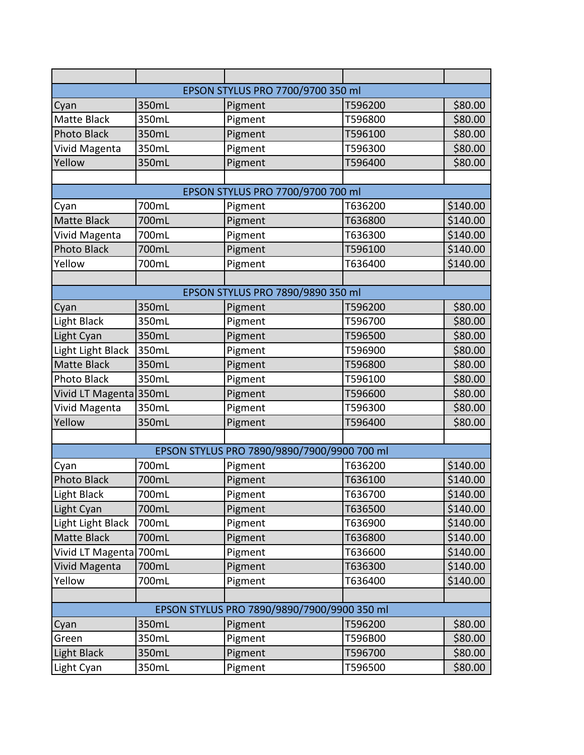| | | | | |
|---|---|---|---|---|
| EPSON STYLUS PRO 7700/9700 350 ml | | | | |
| Cyan | 350mL | Pigment | T596200 | $80.00 |
| Matte Black | 350mL | Pigment | T596800 | $80.00 |
| Photo Black | 350mL | Pigment | T596100 | $80.00 |
| Vivid Magenta | 350mL | Pigment | T596300 | $80.00 |
| Yellow | 350mL | Pigment | T596400 | $80.00 |
| | | | | |
| EPSON STYLUS PRO 7700/9700 700 ml | | | | |
| Cyan | 700mL | Pigment | T636200 | $140.00 |
| Matte Black | 700mL | Pigment | T636800 | $140.00 |
| Vivid Magenta | 700mL | Pigment | T636300 | $140.00 |
| Photo Black | 700mL | Pigment | T596100 | $140.00 |
| Yellow | 700mL | Pigment | T636400 | $140.00 |
| | | | | |
| EPSON STYLUS PRO 7890/9890 350 ml | | | | |
| Cyan | 350mL | Pigment | T596200 | $80.00 |
| Light Black | 350mL | Pigment | T596700 | $80.00 |
| Light Cyan | 350mL | Pigment | T596500 | $80.00 |
| Light Light Black | 350mL | Pigment | T596900 | $80.00 |
| Matte Black | 350mL | Pigment | T596800 | $80.00 |
| Photo Black | 350mL | Pigment | T596100 | $80.00 |
| Vivid LT Magenta | 350mL | Pigment | T596600 | $80.00 |
| Vivid Magenta | 350mL | Pigment | T596300 | $80.00 |
| Yellow | 350mL | Pigment | T596400 | $80.00 |
| | | | | |
| EPSON STYLUS PRO 7890/9890/7900/9900 700 ml | | | | |
| Cyan | 700mL | Pigment | T636200 | $140.00 |
| Photo Black | 700mL | Pigment | T636100 | $140.00 |
| Light Black | 700mL | Pigment | T636700 | $140.00 |
| Light Cyan | 700mL | Pigment | T636500 | $140.00 |
| Light Light Black | 700mL | Pigment | T636900 | $140.00 |
| Matte Black | 700mL | Pigment | T636800 | $140.00 |
| Vivid LT Magenta | 700mL | Pigment | T636600 | $140.00 |
| Vivid Magenta | 700mL | Pigment | T636300 | $140.00 |
| Yellow | 700mL | Pigment | T636400 | $140.00 |
| | | | | |
| EPSON STYLUS PRO 7890/9890/7900/9900 350 ml | | | | |
| Cyan | 350mL | Pigment | T596200 | $80.00 |
| Green | 350mL | Pigment | T596B00 | $80.00 |
| Light Black | 350mL | Pigment | T596700 | $80.00 |
| Light Cyan | 350mL | Pigment | T596500 | $80.00 |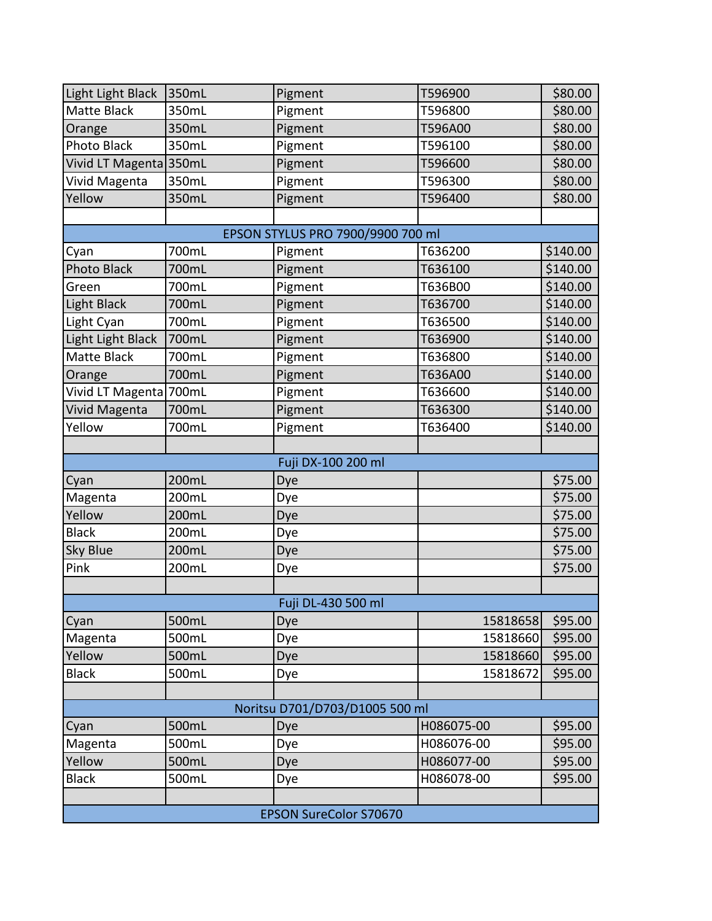| | | | | |
|---|---|---|---|---|
| Light Light Black | 350mL | Pigment | T596900 | $80.00 |
| Matte Black | 350mL | Pigment | T596800 | $80.00 |
| Orange | 350mL | Pigment | T596A00 | $80.00 |
| Photo Black | 350mL | Pigment | T596100 | $80.00 |
| Vivid LT Magenta | 350mL | Pigment | T596600 | $80.00 |
| Vivid Magenta | 350mL | Pigment | T596300 | $80.00 |
| Yellow | 350mL | Pigment | T596400 | $80.00 |
| | | | | |
| EPSON STYLUS PRO 7900/9900 700 ml | | | | |
| Cyan | 700mL | Pigment | T636200 | $140.00 |
| Photo Black | 700mL | Pigment | T636100 | $140.00 |
| Green | 700mL | Pigment | T636B00 | $140.00 |
| Light Black | 700mL | Pigment | T636700 | $140.00 |
| Light Cyan | 700mL | Pigment | T636500 | $140.00 |
| Light Light Black | 700mL | Pigment | T636900 | $140.00 |
| Matte Black | 700mL | Pigment | T636800 | $140.00 |
| Orange | 700mL | Pigment | T636A00 | $140.00 |
| Vivid LT Magenta | 700mL | Pigment | T636600 | $140.00 |
| Vivid Magenta | 700mL | Pigment | T636300 | $140.00 |
| Yellow | 700mL | Pigment | T636400 | $140.00 |
| | | | | |
| Fuji DX-100 200 ml | | | | |
| Cyan | 200mL | Dye | | $75.00 |
| Magenta | 200mL | Dye | | $75.00 |
| Yellow | 200mL | Dye | | $75.00 |
| Black | 200mL | Dye | | $75.00 |
| Sky Blue | 200mL | Dye | | $75.00 |
| Pink | 200mL | Dye | | $75.00 |
| | | | | |
| Fuji DL-430 500 ml | | | | |
| Cyan | 500mL | Dye | 15818658 | $95.00 |
| Magenta | 500mL | Dye | 15818660 | $95.00 |
| Yellow | 500mL | Dye | 15818660 | $95.00 |
| Black | 500mL | Dye | 15818672 | $95.00 |
| | | | | |
| Noritsu D701/D703/D1005 500 ml | | | | |
| Cyan | 500mL | Dye | H086075-00 | $95.00 |
| Magenta | 500mL | Dye | H086076-00 | $95.00 |
| Yellow | 500mL | Dye | H086077-00 | $95.00 |
| Black | 500mL | Dye | H086078-00 | $95.00 |
| | | | | |
| EPSON SureColor S70670 | | | | |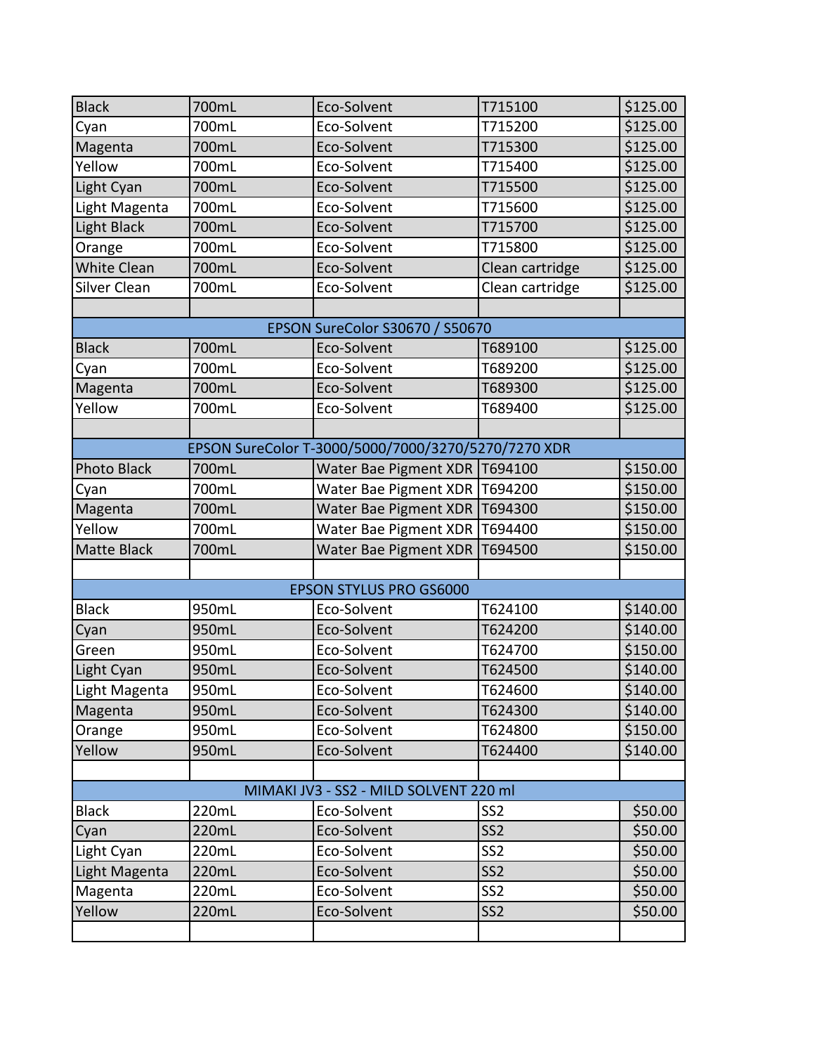| Black | 700mL | Eco-Solvent | T715100 | $125.00 |
|---|---|---|---|---|
| Cyan | 700mL | Eco-Solvent | T715200 | $125.00 |
| Magenta | 700mL | Eco-Solvent | T715300 | $125.00 |
| Yellow | 700mL | Eco-Solvent | T715400 | $125.00 |
| Light Cyan | 700mL | Eco-Solvent | T715500 | $125.00 |
| Light Magenta | 700mL | Eco-Solvent | T715600 | $125.00 |
| Light Black | 700mL | Eco-Solvent | T715700 | $125.00 |
| Orange | 700mL | Eco-Solvent | T715800 | $125.00 |
| White Clean | 700mL | Eco-Solvent | Clean cartridge | $125.00 |
| Silver Clean | 700mL | Eco-Solvent | Clean cartridge | $125.00 |
| | | | | |
| EPSON SureColor S30670 / S50670 | | | | |
| Black | 700mL | Eco-Solvent | T689100 | $125.00 |
| Cyan | 700mL | Eco-Solvent | T689200 | $125.00 |
| Magenta | 700mL | Eco-Solvent | T689300 | $125.00 |
| Yellow | 700mL | Eco-Solvent | T689400 | $125.00 |
| | | | | |
| EPSON SureColor T-3000/5000/7000/3270/5270/7270 XDR | | | | |
| Photo Black | 700mL | Water Bae Pigment XDR | T694100 | $150.00 |
| Cyan | 700mL | Water Bae Pigment XDR | T694200 | $150.00 |
| Magenta | 700mL | Water Bae Pigment XDR | T694300 | $150.00 |
| Yellow | 700mL | Water Bae Pigment XDR | T694400 | $150.00 |
| Matte Black | 700mL | Water Bae Pigment XDR | T694500 | $150.00 |
| | | | | |
| EPSON STYLUS PRO GS6000 | | | | |
| Black | 950mL | Eco-Solvent | T624100 | $140.00 |
| Cyan | 950mL | Eco-Solvent | T624200 | $140.00 |
| Green | 950mL | Eco-Solvent | T624700 | $150.00 |
| Light Cyan | 950mL | Eco-Solvent | T624500 | $140.00 |
| Light Magenta | 950mL | Eco-Solvent | T624600 | $140.00 |
| Magenta | 950mL | Eco-Solvent | T624300 | $140.00 |
| Orange | 950mL | Eco-Solvent | T624800 | $150.00 |
| Yellow | 950mL | Eco-Solvent | T624400 | $140.00 |
| | | | | |
| MIMAKI JV3 - SS2 - MILD SOLVENT 220 ml | | | | |
| Black | 220mL | Eco-Solvent | SS2 | $50.00 |
| Cyan | 220mL | Eco-Solvent | SS2 | $50.00 |
| Light Cyan | 220mL | Eco-Solvent | SS2 | $50.00 |
| Light Magenta | 220mL | Eco-Solvent | SS2 | $50.00 |
| Magenta | 220mL | Eco-Solvent | SS2 | $50.00 |
| Yellow | 220mL | Eco-Solvent | SS2 | $50.00 |
| | | | | |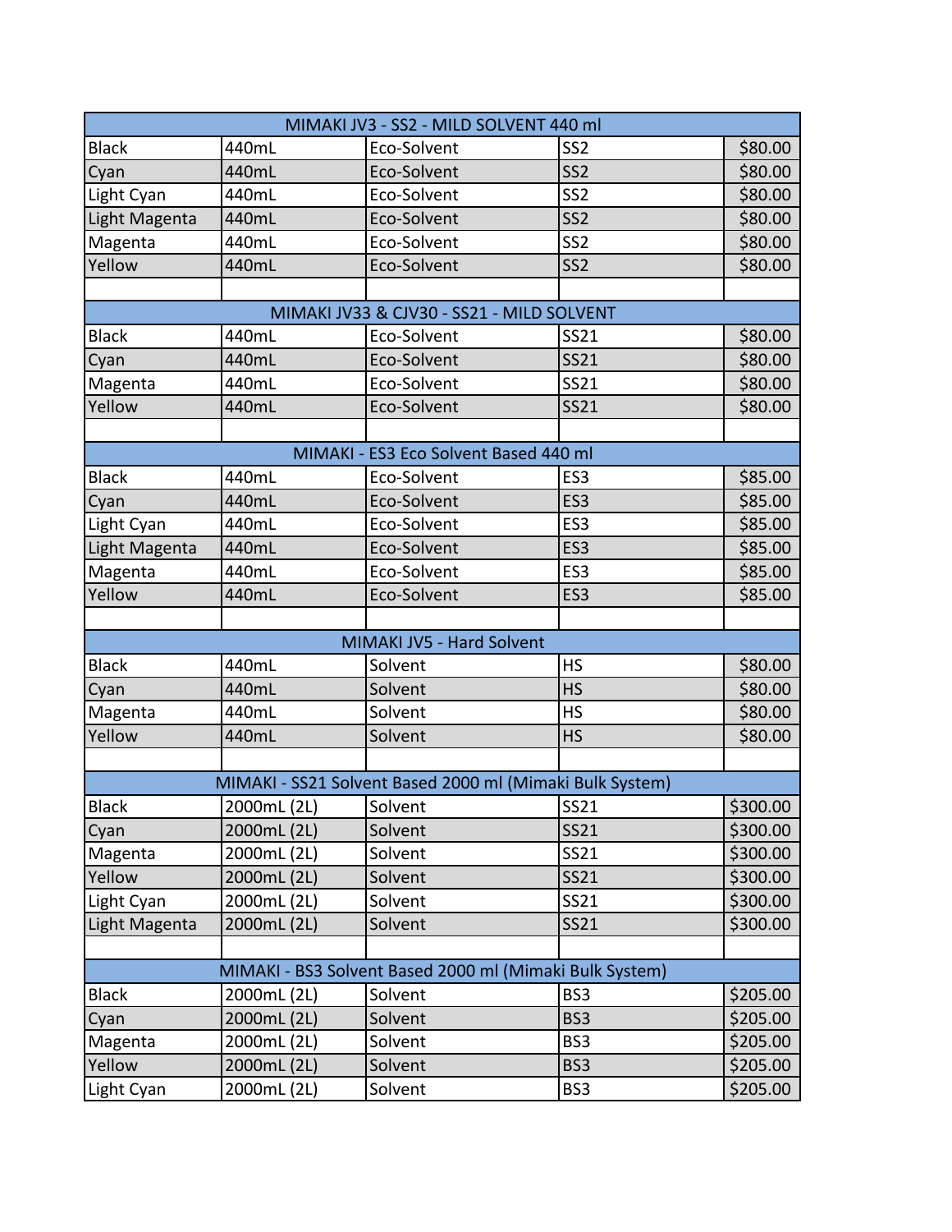| MIMAKI JV3 - SS2 - MILD SOLVENT 440 ml | | | | |
|---|---|---|---|---|
| Black | 440mL | Eco-Solvent | SS2 | $80.00 |
| Cyan | 440mL | Eco-Solvent | SS2 | $80.00 |
| Light Cyan | 440mL | Eco-Solvent | SS2 | $80.00 |
| Light Magenta | 440mL | Eco-Solvent | SS2 | $80.00 |
| Magenta | 440mL | Eco-Solvent | SS2 | $80.00 |
| Yellow | 440mL | Eco-Solvent | SS2 | $80.00 |
| | | | | |
| MIMAKI JV33 & CJV30 - SS21 - MILD SOLVENT | | | | |
| Black | 440mL | Eco-Solvent | SS21 | $80.00 |
| Cyan | 440mL | Eco-Solvent | SS21 | $80.00 |
| Magenta | 440mL | Eco-Solvent | SS21 | $80.00 |
| Yellow | 440mL | Eco-Solvent | SS21 | $80.00 |
| | | | | |
| MIMAKI - ES3 Eco Solvent Based 440 ml | | | | |
| Black | 440mL | Eco-Solvent | ES3 | $85.00 |
| Cyan | 440mL | Eco-Solvent | ES3 | $85.00 |
| Light Cyan | 440mL | Eco-Solvent | ES3 | $85.00 |
| Light Magenta | 440mL | Eco-Solvent | ES3 | $85.00 |
| Magenta | 440mL | Eco-Solvent | ES3 | $85.00 |
| Yellow | 440mL | Eco-Solvent | ES3 | $85.00 |
| | | | | |
| MIMAKI JV5 - Hard Solvent | | | | |
| Black | 440mL | Solvent | HS | $80.00 |
| Cyan | 440mL | Solvent | HS | $80.00 |
| Magenta | 440mL | Solvent | HS | $80.00 |
| Yellow | 440mL | Solvent | HS | $80.00 |
| | | | | |
| MIMAKI - SS21 Solvent Based 2000 ml (Mimaki Bulk System) | | | | |
| Black | 2000mL (2L) | Solvent | SS21 | $300.00 |
| Cyan | 2000mL (2L) | Solvent | SS21 | $300.00 |
| Magenta | 2000mL (2L) | Solvent | SS21 | $300.00 |
| Yellow | 2000mL (2L) | Solvent | SS21 | $300.00 |
| Light Cyan | 2000mL (2L) | Solvent | SS21 | $300.00 |
| Light Magenta | 2000mL (2L) | Solvent | SS21 | $300.00 |
| | | | | |
| MIMAKI - BS3 Solvent Based 2000 ml (Mimaki Bulk System) | | | | |
| Black | 2000mL (2L) | Solvent | BS3 | $205.00 |
| Cyan | 2000mL (2L) | Solvent | BS3 | $205.00 |
| Magenta | 2000mL (2L) | Solvent | BS3 | $205.00 |
| Yellow | 2000mL (2L) | Solvent | BS3 | $205.00 |
| Light Cyan | 2000mL (2L) | Solvent | BS3 | $205.00 |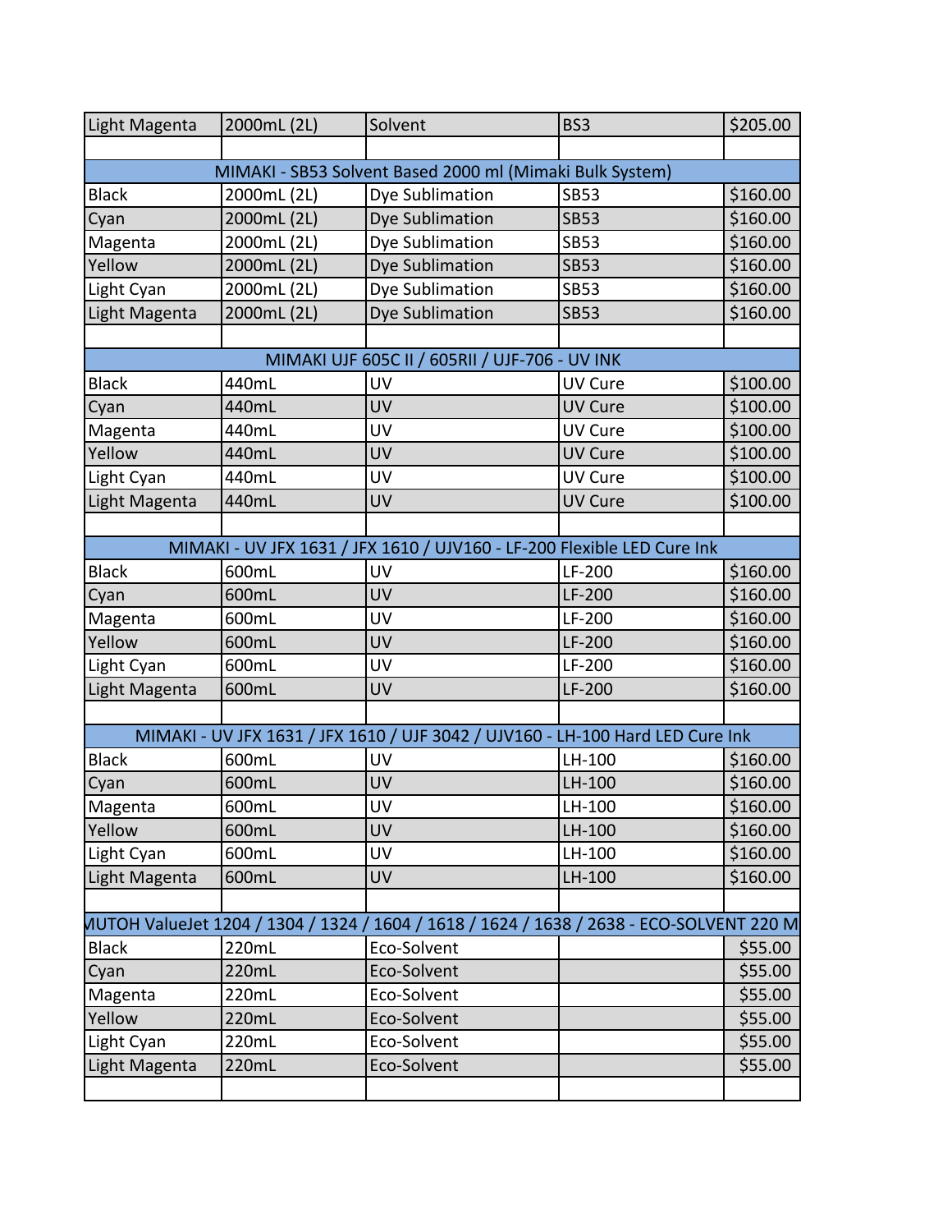| | | | | |
|---|---|---|---|---|
| Light Magenta | 2000mL (2L) | Solvent | BS3 | $205.00 |
| | | | | |
| MIMAKI - SB53 Solvent Based 2000 ml (Mimaki Bulk System) | | | | |
| Black | 2000mL (2L) | Dye Sublimation | SB53 | $160.00 |
| Cyan | 2000mL (2L) | Dye Sublimation | SB53 | $160.00 |
| Magenta | 2000mL (2L) | Dye Sublimation | SB53 | $160.00 |
| Yellow | 2000mL (2L) | Dye Sublimation | SB53 | $160.00 |
| Light Cyan | 2000mL (2L) | Dye Sublimation | SB53 | $160.00 |
| Light Magenta | 2000mL (2L) | Dye Sublimation | SB53 | $160.00 |
| | | | | |
| MIMAKI UJF 605C II / 605RII / UJF-706 - UV INK | | | | |
| Black | 440mL | UV | UV Cure | $100.00 |
| Cyan | 440mL | UV | UV Cure | $100.00 |
| Magenta | 440mL | UV | UV Cure | $100.00 |
| Yellow | 440mL | UV | UV Cure | $100.00 |
| Light Cyan | 440mL | UV | UV Cure | $100.00 |
| Light Magenta | 440mL | UV | UV Cure | $100.00 |
| | | | | |
| MIMAKI - UV JFX 1631 / JFX 1610 / UJV160 - LF-200 Flexible LED Cure Ink | | | | |
| Black | 600mL | UV | LF-200 | $160.00 |
| Cyan | 600mL | UV | LF-200 | $160.00 |
| Magenta | 600mL | UV | LF-200 | $160.00 |
| Yellow | 600mL | UV | LF-200 | $160.00 |
| Light Cyan | 600mL | UV | LF-200 | $160.00 |
| Light Magenta | 600mL | UV | LF-200 | $160.00 |
| | | | | |
| MIMAKI - UV JFX 1631 / JFX 1610 / UJF 3042 / UJV160 - LH-100 Hard LED Cure Ink | | | | |
| Black | 600mL | UV | LH-100 | $160.00 |
| Cyan | 600mL | UV | LH-100 | $160.00 |
| Magenta | 600mL | UV | LH-100 | $160.00 |
| Yellow | 600mL | UV | LH-100 | $160.00 |
| Light Cyan | 600mL | UV | LH-100 | $160.00 |
| Light Magenta | 600mL | UV | LH-100 | $160.00 |
| | | | | |
| MUTOH ValueJet 1204 / 1304 / 1324 / 1604 / 1618 / 1624 / 1638 / 2638 - ECO-SOLVENT 220 M | | | | |
| Black | 220mL | Eco-Solvent | | $55.00 |
| Cyan | 220mL | Eco-Solvent | | $55.00 |
| Magenta | 220mL | Eco-Solvent | | $55.00 |
| Yellow | 220mL | Eco-Solvent | | $55.00 |
| Light Cyan | 220mL | Eco-Solvent | | $55.00 |
| Light Magenta | 220mL | Eco-Solvent | | $55.00 |
| | | | | |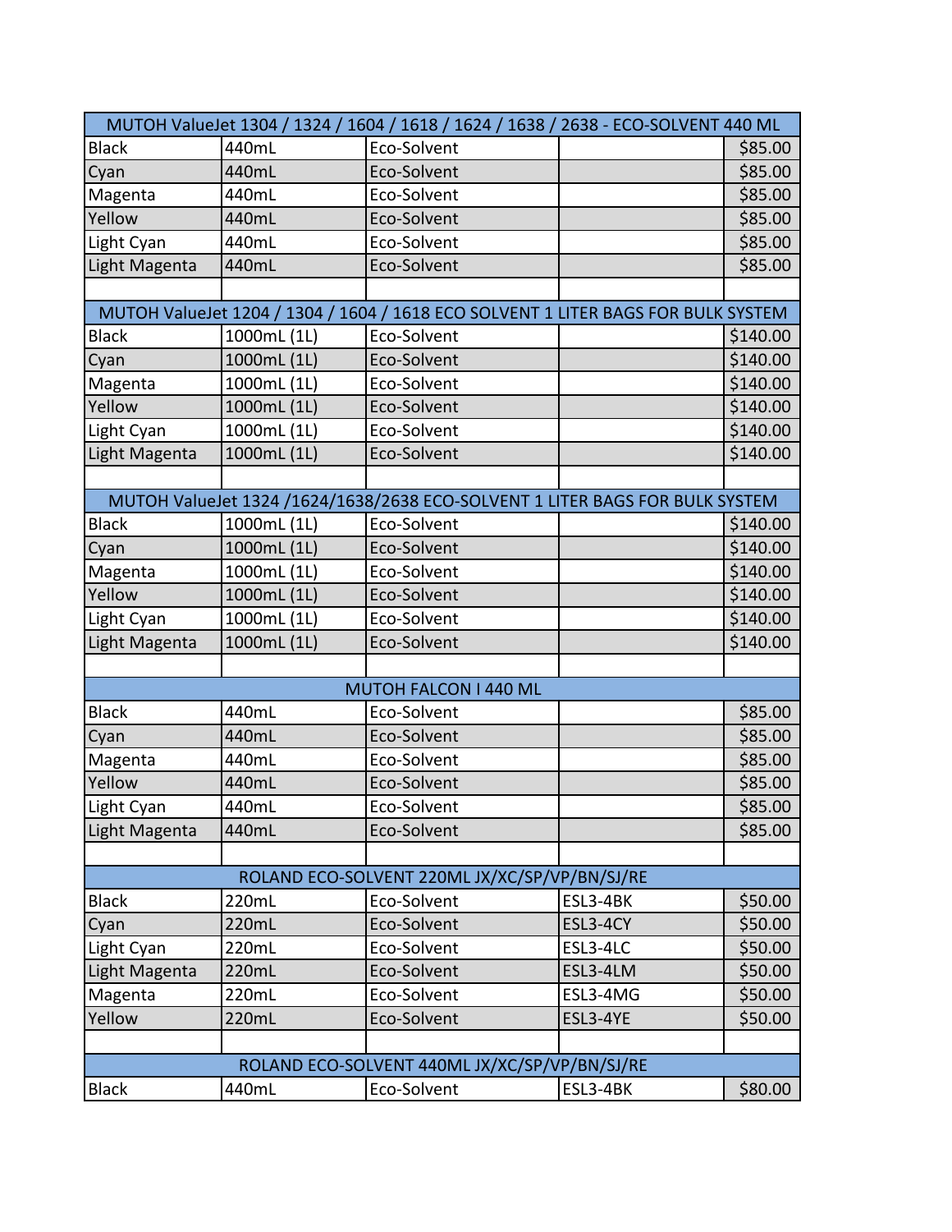| MUTOH ValueJet 1304 / 1324 / 1604 / 1618 / 1624 / 1638 / 2638 - ECO-SOLVENT 440 ML | | | | |
|---|---|---|---|---|
| Black | 440mL | Eco-Solvent | | $85.00 |
| Cyan | 440mL | Eco-Solvent | | $85.00 |
| Magenta | 440mL | Eco-Solvent | | $85.00 |
| Yellow | 440mL | Eco-Solvent | | $85.00 |
| Light Cyan | 440mL | Eco-Solvent | | $85.00 |
| Light Magenta | 440mL | Eco-Solvent | | $85.00 |
| | | | | |
| MUTOH ValueJet 1204 / 1304 / 1604 / 1618 ECO SOLVENT 1 LITER BAGS FOR BULK SYSTEM | | | | |
| Black | 1000mL (1L) | Eco-Solvent | | $140.00 |
| Cyan | 1000mL (1L) | Eco-Solvent | | $140.00 |
| Magenta | 1000mL (1L) | Eco-Solvent | | $140.00 |
| Yellow | 1000mL (1L) | Eco-Solvent | | $140.00 |
| Light Cyan | 1000mL (1L) | Eco-Solvent | | $140.00 |
| Light Magenta | 1000mL (1L) | Eco-Solvent | | $140.00 |
| | | | | |
| MUTOH ValueJet 1324 /1624/1638/2638 ECO-SOLVENT 1 LITER BAGS FOR BULK SYSTEM | | | | |
| Black | 1000mL (1L) | Eco-Solvent | | $140.00 |
| Cyan | 1000mL (1L) | Eco-Solvent | | $140.00 |
| Magenta | 1000mL (1L) | Eco-Solvent | | $140.00 |
| Yellow | 1000mL (1L) | Eco-Solvent | | $140.00 |
| Light Cyan | 1000mL (1L) | Eco-Solvent | | $140.00 |
| Light Magenta | 1000mL (1L) | Eco-Solvent | | $140.00 |
| | | | | |
| MUTOH FALCON I 440 ML | | | | |
| Black | 440mL | Eco-Solvent | | $85.00 |
| Cyan | 440mL | Eco-Solvent | | $85.00 |
| Magenta | 440mL | Eco-Solvent | | $85.00 |
| Yellow | 440mL | Eco-Solvent | | $85.00 |
| Light Cyan | 440mL | Eco-Solvent | | $85.00 |
| Light Magenta | 440mL | Eco-Solvent | | $85.00 |
| | | | | |
| ROLAND ECO-SOLVENT 220ML JX/XC/SP/VP/BN/SJ/RE | | | | |
| Black | 220mL | Eco-Solvent | ESL3-4BK | $50.00 |
| Cyan | 220mL | Eco-Solvent | ESL3-4CY | $50.00 |
| Light Cyan | 220mL | Eco-Solvent | ESL3-4LC | $50.00 |
| Light Magenta | 220mL | Eco-Solvent | ESL3-4LM | $50.00 |
| Magenta | 220mL | Eco-Solvent | ESL3-4MG | $50.00 |
| Yellow | 220mL | Eco-Solvent | ESL3-4YE | $50.00 |
| | | | | |
| ROLAND ECO-SOLVENT 440ML JX/XC/SP/VP/BN/SJ/RE | | | | |
| Black | 440mL | Eco-Solvent | ESL3-4BK | $80.00 |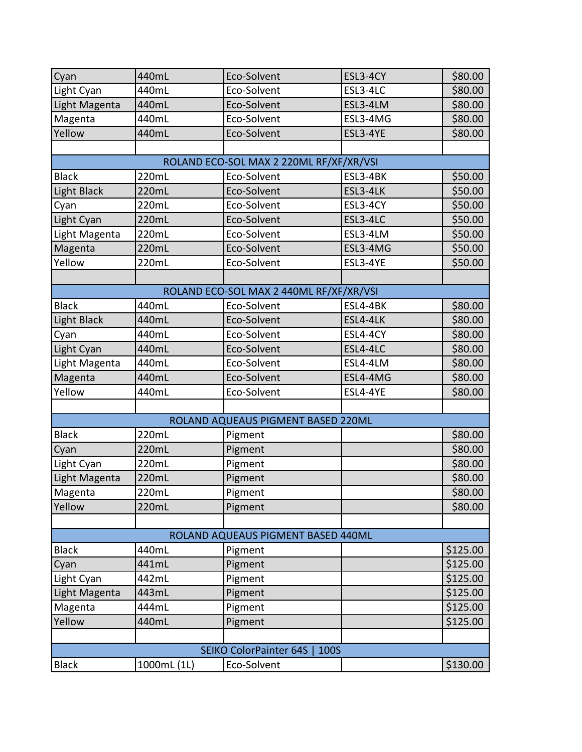| | | | | |
|---|---|---|---|---|
| Cyan | 440mL | Eco-Solvent | ESL3-4CY | $80.00 |
| Light Cyan | 440mL | Eco-Solvent | ESL3-4LC | $80.00 |
| Light Magenta | 440mL | Eco-Solvent | ESL3-4LM | $80.00 |
| Magenta | 440mL | Eco-Solvent | ESL3-4MG | $80.00 |
| Yellow | 440mL | Eco-Solvent | ESL3-4YE | $80.00 |
| | | | | |
| ROLAND ECO-SOL MAX 2 220ML RF/XF/XR/VSI | | | | |
| Black | 220mL | Eco-Solvent | ESL3-4BK | $50.00 |
| Light Black | 220mL | Eco-Solvent | ESL3-4LK | $50.00 |
| Cyan | 220mL | Eco-Solvent | ESL3-4CY | $50.00 |
| Light Cyan | 220mL | Eco-Solvent | ESL3-4LC | $50.00 |
| Light Magenta | 220mL | Eco-Solvent | ESL3-4LM | $50.00 |
| Magenta | 220mL | Eco-Solvent | ESL3-4MG | $50.00 |
| Yellow | 220mL | Eco-Solvent | ESL3-4YE | $50.00 |
| | | | | |
| ROLAND ECO-SOL MAX 2 440ML RF/XF/XR/VSI | | | | |
| Black | 440mL | Eco-Solvent | ESL4-4BK | $80.00 |
| Light Black | 440mL | Eco-Solvent | ESL4-4LK | $80.00 |
| Cyan | 440mL | Eco-Solvent | ESL4-4CY | $80.00 |
| Light Cyan | 440mL | Eco-Solvent | ESL4-4LC | $80.00 |
| Light Magenta | 440mL | Eco-Solvent | ESL4-4LM | $80.00 |
| Magenta | 440mL | Eco-Solvent | ESL4-4MG | $80.00 |
| Yellow | 440mL | Eco-Solvent | ESL4-4YE | $80.00 |
| | | | | |
| ROLAND AQUEAUS PIGMENT BASED 220ML | | | | |
| Black | 220mL | Pigment | | $80.00 |
| Cyan | 220mL | Pigment | | $80.00 |
| Light Cyan | 220mL | Pigment | | $80.00 |
| Light Magenta | 220mL | Pigment | | $80.00 |
| Magenta | 220mL | Pigment | | $80.00 |
| Yellow | 220mL | Pigment | | $80.00 |
| | | | | |
| ROLAND AQUEAUS PIGMENT BASED 440ML | | | | |
| Black | 440mL | Pigment | | $125.00 |
| Cyan | 441mL | Pigment | | $125.00 |
| Light Cyan | 442mL | Pigment | | $125.00 |
| Light Magenta | 443mL | Pigment | | $125.00 |
| Magenta | 444mL | Pigment | | $125.00 |
| Yellow | 440mL | Pigment | | $125.00 |
| | | | | |
| SEIKO ColorPainter 64S \| 100S | | | | |
| Black | 1000mL (1L) | Eco-Solvent | | $130.00 |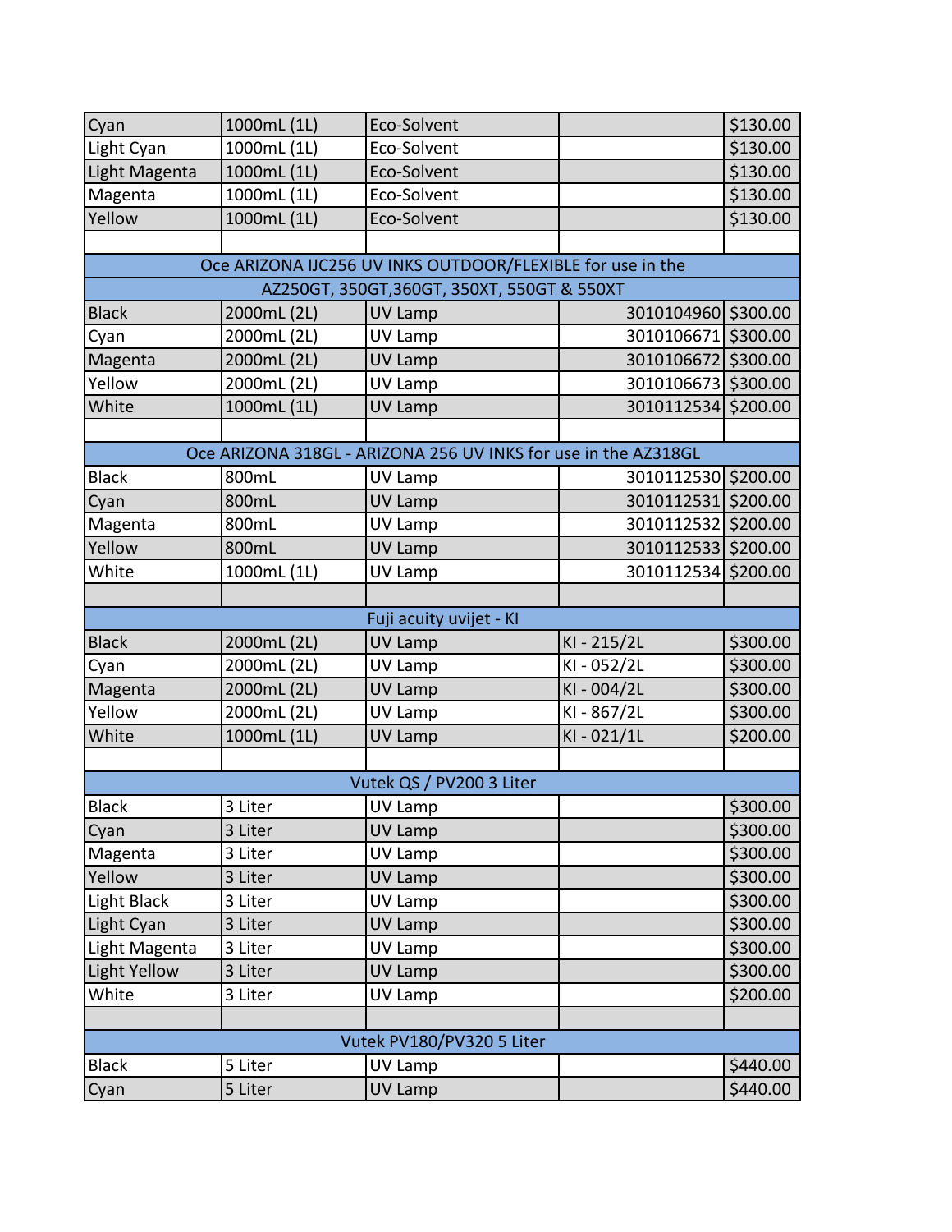| Cyan | 1000mL (1L) | Eco-Solvent | | $130.00 |
|---|---|---|---|---|
| Light Cyan | 1000mL (1L) | Eco-Solvent | | $130.00 |
| Light Magenta | 1000mL (1L) | Eco-Solvent | | $130.00 |
| Magenta | 1000mL (1L) | Eco-Solvent | | $130.00 |
| Yellow | 1000mL (1L) | Eco-Solvent | | $130.00 |
| | | | | |
| Oce ARIZONA IJC256 UV INKS OUTDOOR/FLEXIBLE for use in the AZ250GT, 350GT,360GT, 350XT, 550GT & 550XT | | | | |
| Black | 2000mL (2L) | UV Lamp | 3010104960 | $300.00 |
| Cyan | 2000mL (2L) | UV Lamp | 3010106671 | $300.00 |
| Magenta | 2000mL (2L) | UV Lamp | 3010106672 | $300.00 |
| Yellow | 2000mL (2L) | UV Lamp | 3010106673 | $300.00 |
| White | 1000mL (1L) | UV Lamp | 3010112534 | $200.00 |
| | | | | |
| Oce ARIZONA 318GL - ARIZONA 256 UV INKS for use in the AZ318GL | | | | |
| Black | 800mL | UV Lamp | 3010112530 | $200.00 |
| Cyan | 800mL | UV Lamp | 3010112531 | $200.00 |
| Magenta | 800mL | UV Lamp | 3010112532 | $200.00 |
| Yellow | 800mL | UV Lamp | 3010112533 | $200.00 |
| White | 1000mL (1L) | UV Lamp | 3010112534 | $200.00 |
| | | | | |
| Fuji acuity uvijet - KI | | | | |
| Black | 2000mL (2L) | UV Lamp | KI - 215/2L | $300.00 |
| Cyan | 2000mL (2L) | UV Lamp | KI - 052/2L | $300.00 |
| Magenta | 2000mL (2L) | UV Lamp | KI - 004/2L | $300.00 |
| Yellow | 2000mL (2L) | UV Lamp | KI - 867/2L | $300.00 |
| White | 1000mL (1L) | UV Lamp | KI - 021/1L | $200.00 |
| | | | | |
| Vutek QS / PV200 3 Liter | | | | |
| Black | 3 Liter | UV Lamp | | $300.00 |
| Cyan | 3 Liter | UV Lamp | | $300.00 |
| Magenta | 3 Liter | UV Lamp | | $300.00 |
| Yellow | 3 Liter | UV Lamp | | $300.00 |
| Light Black | 3 Liter | UV Lamp | | $300.00 |
| Light Cyan | 3 Liter | UV Lamp | | $300.00 |
| Light Magenta | 3 Liter | UV Lamp | | $300.00 |
| Light Yellow | 3 Liter | UV Lamp | | $300.00 |
| White | 3 Liter | UV Lamp | | $200.00 |
| | | | | |
| Vutek PV180/PV320 5 Liter | | | | |
| Black | 5 Liter | UV Lamp | | $440.00 |
| Cyan | 5 Liter | UV Lamp | | $440.00 |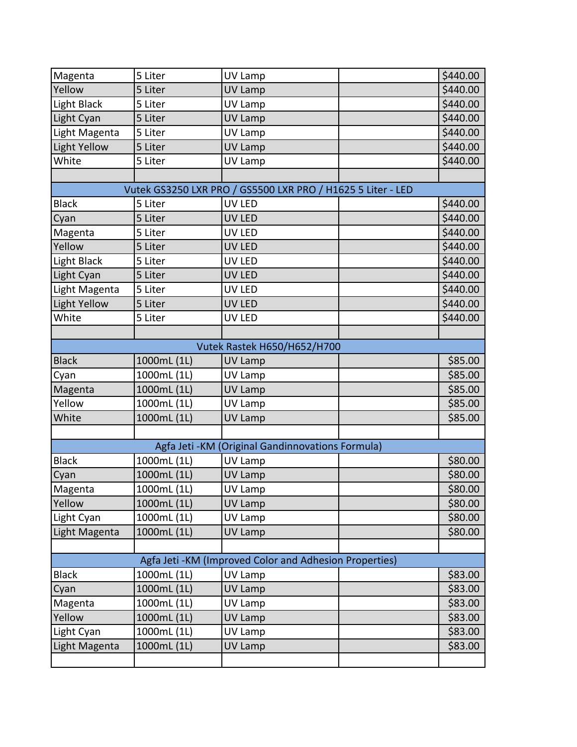| | | | | |
|---|---|---|---|---|
| Magenta | 5 Liter | UV Lamp | | $440.00 |
| Yellow | 5 Liter | UV Lamp | | $440.00 |
| Light Black | 5 Liter | UV Lamp | | $440.00 |
| Light Cyan | 5 Liter | UV Lamp | | $440.00 |
| Light Magenta | 5 Liter | UV Lamp | | $440.00 |
| Light Yellow | 5 Liter | UV Lamp | | $440.00 |
| White | 5 Liter | UV Lamp | | $440.00 |
| | | | | |
| Vutek GS3250 LXR PRO / GS5500 LXR PRO / H1625 5 Liter - LED | | | | |
| Black | 5 Liter | UV LED | | $440.00 |
| Cyan | 5 Liter | UV LED | | $440.00 |
| Magenta | 5 Liter | UV LED | | $440.00 |
| Yellow | 5 Liter | UV LED | | $440.00 |
| Light Black | 5 Liter | UV LED | | $440.00 |
| Light Cyan | 5 Liter | UV LED | | $440.00 |
| Light Magenta | 5 Liter | UV LED | | $440.00 |
| Light Yellow | 5 Liter | UV LED | | $440.00 |
| White | 5 Liter | UV LED | | $440.00 |
| | | | | |
| Vutek Rastek H650/H652/H700 | | | | |
| Black | 1000mL (1L) | UV Lamp | | $85.00 |
| Cyan | 1000mL (1L) | UV Lamp | | $85.00 |
| Magenta | 1000mL (1L) | UV Lamp | | $85.00 |
| Yellow | 1000mL (1L) | UV Lamp | | $85.00 |
| White | 1000mL (1L) | UV Lamp | | $85.00 |
| | | | | |
| Agfa Jeti -KM (Original Gandinnovations Formula) | | | | |
| Black | 1000mL (1L) | UV Lamp | | $80.00 |
| Cyan | 1000mL (1L) | UV Lamp | | $80.00 |
| Magenta | 1000mL (1L) | UV Lamp | | $80.00 |
| Yellow | 1000mL (1L) | UV Lamp | | $80.00 |
| Light Cyan | 1000mL (1L) | UV Lamp | | $80.00 |
| Light Magenta | 1000mL (1L) | UV Lamp | | $80.00 |
| | | | | |
| Agfa Jeti -KM (Improved Color and Adhesion Properties) | | | | |
| Black | 1000mL (1L) | UV Lamp | | $83.00 |
| Cyan | 1000mL (1L) | UV Lamp | | $83.00 |
| Magenta | 1000mL (1L) | UV Lamp | | $83.00 |
| Yellow | 1000mL (1L) | UV Lamp | | $83.00 |
| Light Cyan | 1000mL (1L) | UV Lamp | | $83.00 |
| Light Magenta | 1000mL (1L) | UV Lamp | | $83.00 |
| | | | | |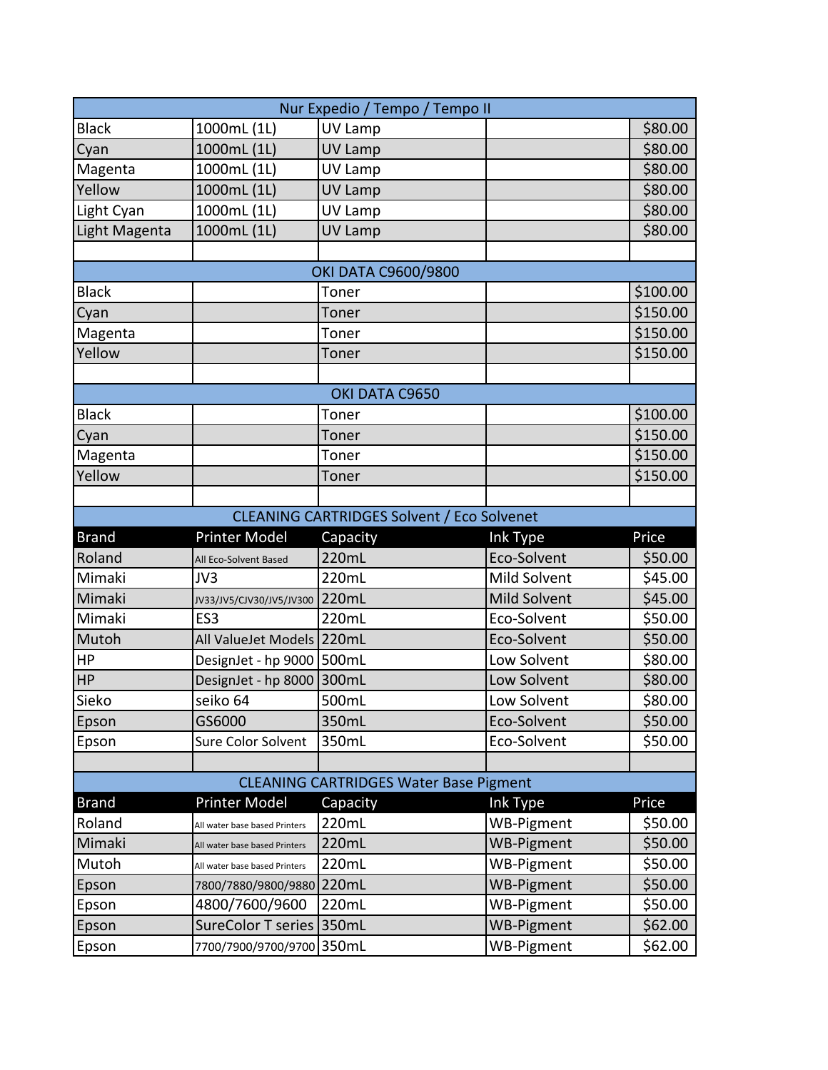| Nur Expedio / Tempo / Tempo II | | | | |
|---|---|---|---|---|
| Black | 1000mL (1L) | UV Lamp | | $80.00 |
| Cyan | 1000mL (1L) | UV Lamp | | $80.00 |
| Magenta | 1000mL (1L) | UV Lamp | | $80.00 |
| Yellow | 1000mL (1L) | UV Lamp | | $80.00 |
| Light Cyan | 1000mL (1L) | UV Lamp | | $80.00 |
| Light Magenta | 1000mL (1L) | UV Lamp | | $80.00 |

| OKI DATA C9600/9800 | | | | |
|---|---|---|---|---|
| Black | | Toner | | $100.00 |
| Cyan | | Toner | | $150.00 |
| Magenta | | Toner | | $150.00 |
| Yellow | | Toner | | $150.00 |

| OKI DATA C9650 | | | | |
|---|---|---|---|---|
| Black | | Toner | | $100.00 |
| Cyan | | Toner | | $150.00 |
| Magenta | | Toner | | $150.00 |
| Yellow | | Toner | | $150.00 |

| CLEANING CARTRIDGES Solvent / Eco Solvenet | | | | |
|---|---|---|---|---|
| Brand | Printer Model | Capacity | Ink Type | Price |
| Roland | All Eco-Solvent Based | 220mL | Eco-Solvent | $50.00 |
| Mimaki | JV3 | 220mL | Mild Solvent | $45.00 |
| Mimaki | JV33/JV5/CJV30/JV5/JV300 | 220mL | Mild Solvent | $45.00 |
| Mimaki | ES3 | 220mL | Eco-Solvent | $50.00 |
| Mutoh | All ValueJet Models | 220mL | Eco-Solvent | $50.00 |
| HP | DesignJet - hp 9000 | 500mL | Low Solvent | $80.00 |
| HP | DesignJet - hp 8000 | 300mL | Low Solvent | $80.00 |
| Sieko | seiko 64 | 500mL | Low Solvent | $80.00 |
| Epson | GS6000 | 350mL | Eco-Solvent | $50.00 |
| Epson | Sure Color Solvent | 350mL | Eco-Solvent | $50.00 |

| CLEANING CARTRIDGES Water Base Pigment | | | | |
|---|---|---|---|---|
| Brand | Printer Model | Capacity | Ink Type | Price |
| Roland | All water base based Printers | 220mL | WB-Pigment | $50.00 |
| Mimaki | All water base based Printers | 220mL | WB-Pigment | $50.00 |
| Mutoh | All water base based Printers | 220mL | WB-Pigment | $50.00 |
| Epson | 7800/7880/9800/9880 | 220mL | WB-Pigment | $50.00 |
| Epson | 4800/7600/9600 | 220mL | WB-Pigment | $50.00 |
| Epson | SureColor T series | 350mL | WB-Pigment | $62.00 |
| Epson | 7700/7900/9700/9700 | 350mL | WB-Pigment | $62.00 |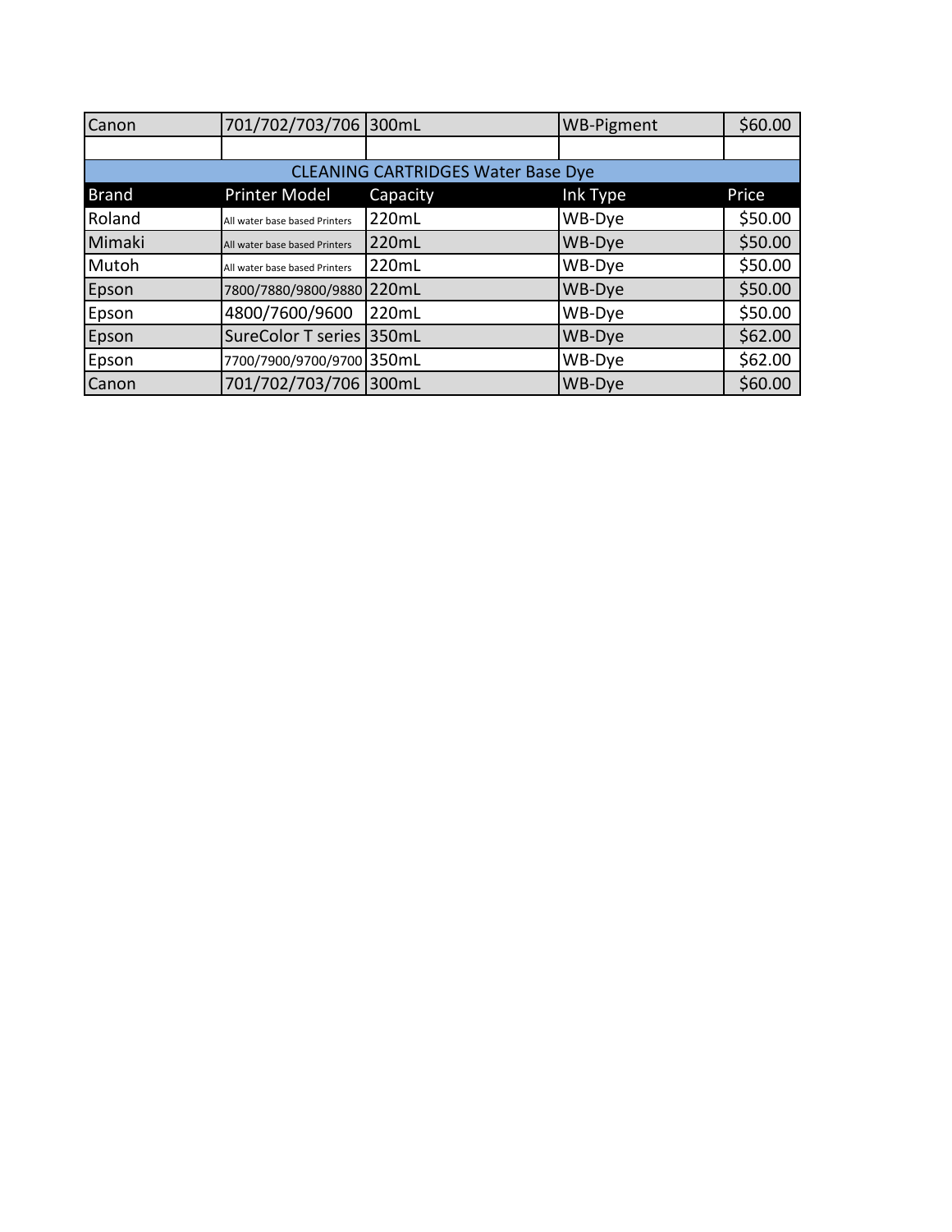| | | | | |
|---|---|---|---|---|
| Canon | 701/702/703/706 | 300mL | WB-Pigment | $60.00 |

**CLEANING CARTRIDGES Water Base Dye**

| Brand | Printer Model | Capacity | Ink Type | Price |
|---|---|---|---|---|
| Roland | All water base based Printers | 220mL | WB-Dye | $50.00 |
| Mimaki | All water base based Printers | 220mL | WB-Dye | $50.00 |
| Mutoh | All water base based Printers | 220mL | WB-Dye | $50.00 |
| Epson | 7800/7880/9800/9880 | 220mL | WB-Dye | $50.00 |
| Epson | 4800/7600/9600 | 220mL | WB-Dye | $50.00 |
| Epson | SureColor T series | 350mL | WB-Dye | $62.00 |
| Epson | 7700/7900/9700/9700 | 350mL | WB-Dye | $62.00 |
| Canon | 701/702/703/706 | 300mL | WB-Dye | $60.00 |